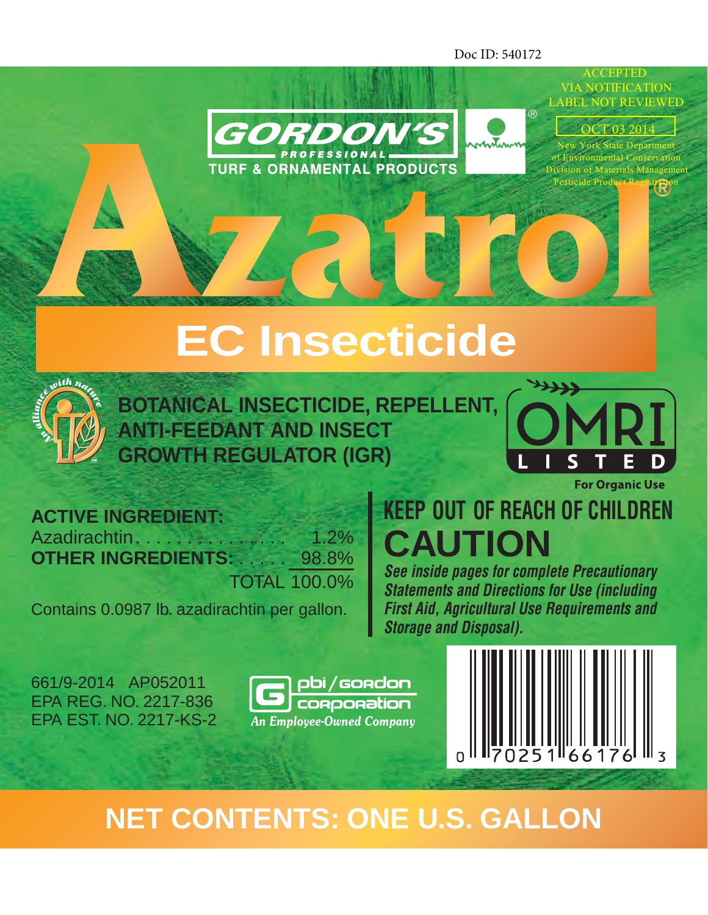Doc ID: 540172

ACCEPTED
VIA NOTIFICATION
LABEL NOT REVIEWED

OCT 03 2014

New York State Department
of Environmental Conservation
Division of Materials Management
Pesticide Product Registration

GORDON'S®
PROFESSIONAL
TURF & ORNAMENTAL PRODUCTS

# Azatrol®

## EC Insecticide

An alliance with nature

**BOTANICAL INSECTICIDE, REPELLENT, ANTI-FEEDANT AND INSECT GROWTH REGULATOR (IGR)**

OMRI LISTED
**For Organic Use**

**ACTIVE INGREDIENT:**

Azadirachtin. . . . . . . . . . . . . . . . 1.2%
**OTHER INGREDIENTS:** . . . . . 98.8%
TOTAL 100.0%

Contains 0.0987 lb. azadirachtin per gallon.

## KEEP OUT OF REACH OF CHILDREN

# CAUTION

***See inside pages for complete Precautionary Statements and Directions for Use (including First Aid, Agricultural Use Requirements and Storage and Disposal).***

661/9-2014 AP052011
EPA REG. NO. 2217-836
EPA EST. NO. 2217-KS-2

pbi/gordon corporation
*An Employee-Owned Company*

0 70251 66176 3

## NET CONTENTS: ONE U.S. GALLON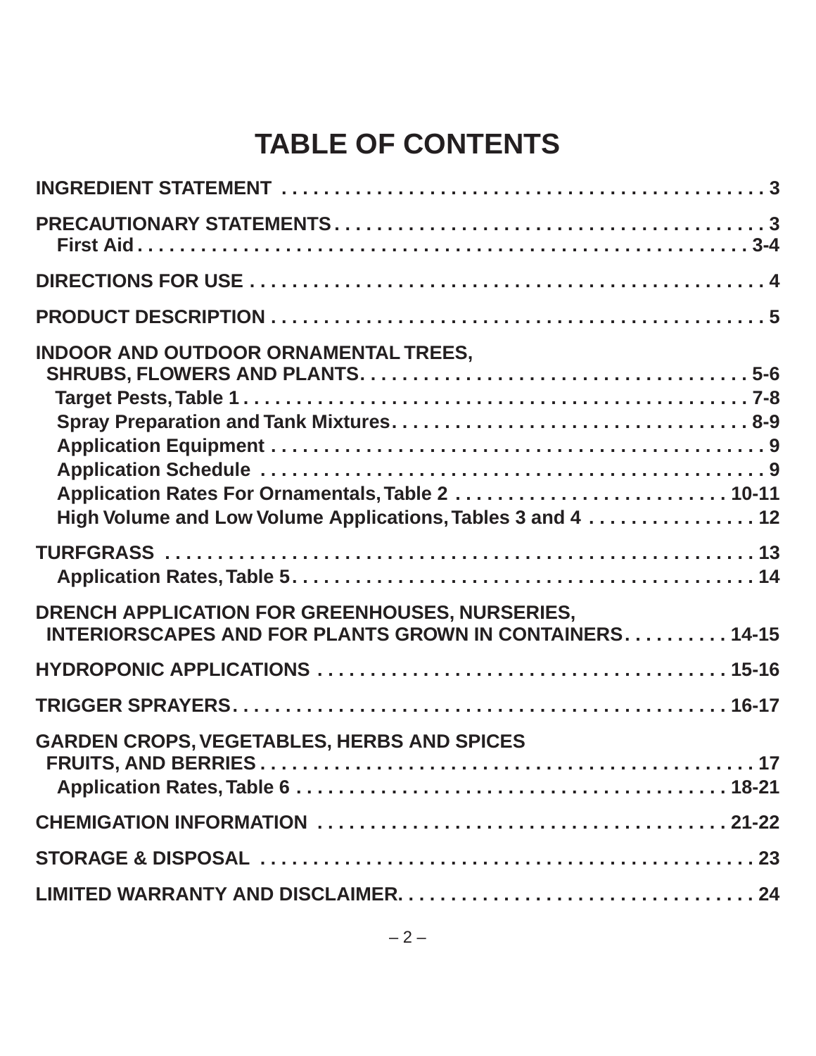# TABLE OF CONTENTS

**INGREDIENT STATEMENT . . . . . . . . . . . . . . . . . . . . . . . . . . . . . . . . . . . . . . . . . . . . . . . 3**

**PRECAUTIONARY STATEMENTS . . . . . . . . . . . . . . . . . . . . . . . . . . . . . . . . . . . . . . . . . . 3**
- **First Aid . . . . . . . . . . . . . . . . . . . . . . . . . . . . . . . . . . . . . . . . . . . . . . . . . . . . . . . 3-4**

**DIRECTIONS FOR USE . . . . . . . . . . . . . . . . . . . . . . . . . . . . . . . . . . . . . . . . . . . . . . . . . 4**

**PRODUCT DESCRIPTION . . . . . . . . . . . . . . . . . . . . . . . . . . . . . . . . . . . . . . . . . . . . . . . 5**

**INDOOR AND OUTDOOR ORNAMENTAL TREES, SHRUBS, FLOWERS AND PLANTS . . . . . . . . . . . . . . . . . . . . . . . . . . . . . . . . . . . . . 5-6**
- **Target Pests, Table 1 . . . . . . . . . . . . . . . . . . . . . . . . . . . . . . . . . . . . . . . . . . . . . . . . 7-8**
- **Spray Preparation and Tank Mixtures . . . . . . . . . . . . . . . . . . . . . . . . . . . . . . . . . 8-9**
- **Application Equipment . . . . . . . . . . . . . . . . . . . . . . . . . . . . . . . . . . . . . . . . . . . . . . 9**
- **Application Schedule . . . . . . . . . . . . . . . . . . . . . . . . . . . . . . . . . . . . . . . . . . . . . . . 9**
- **Application Rates For Ornamentals, Table 2 . . . . . . . . . . . . . . . . . . . . . . . . . . 10-11**
- **High Volume and Low Volume Applications, Tables 3 and 4 . . . . . . . . . . . . . . . . 12**

**TURFGRASS . . . . . . . . . . . . . . . . . . . . . . . . . . . . . . . . . . . . . . . . . . . . . . . . . . . . . . . 13**
- **Application Rates, Table 5 . . . . . . . . . . . . . . . . . . . . . . . . . . . . . . . . . . . . . . . . . . . . 14**

**DRENCH APPLICATION FOR GREENHOUSES, NURSERIES, INTERIORSCAPES AND FOR PLANTS GROWN IN CONTAINERS . . . . . . . . . . 14-15**

**HYDROPONIC APPLICATIONS . . . . . . . . . . . . . . . . . . . . . . . . . . . . . . . . . . . . . . . . . 15-16**

**TRIGGER SPRAYERS . . . . . . . . . . . . . . . . . . . . . . . . . . . . . . . . . . . . . . . . . . . . . . . . 16-17**

**GARDEN CROPS, VEGETABLES, HERBS AND SPICES FRUITS, AND BERRIES . . . . . . . . . . . . . . . . . . . . . . . . . . . . . . . . . . . . . . . . . . . . . . . . 17**
- **Application Rates, Table 6 . . . . . . . . . . . . . . . . . . . . . . . . . . . . . . . . . . . . . . . . . . 18-21**

**CHEMIGATION INFORMATION . . . . . . . . . . . . . . . . . . . . . . . . . . . . . . . . . . . . . . . . . 21-22**

**STORAGE & DISPOSAL . . . . . . . . . . . . . . . . . . . . . . . . . . . . . . . . . . . . . . . . . . . . . . . 23**

**LIMITED WARRANTY AND DISCLAIMER . . . . . . . . . . . . . . . . . . . . . . . . . . . . . . . . . . 24**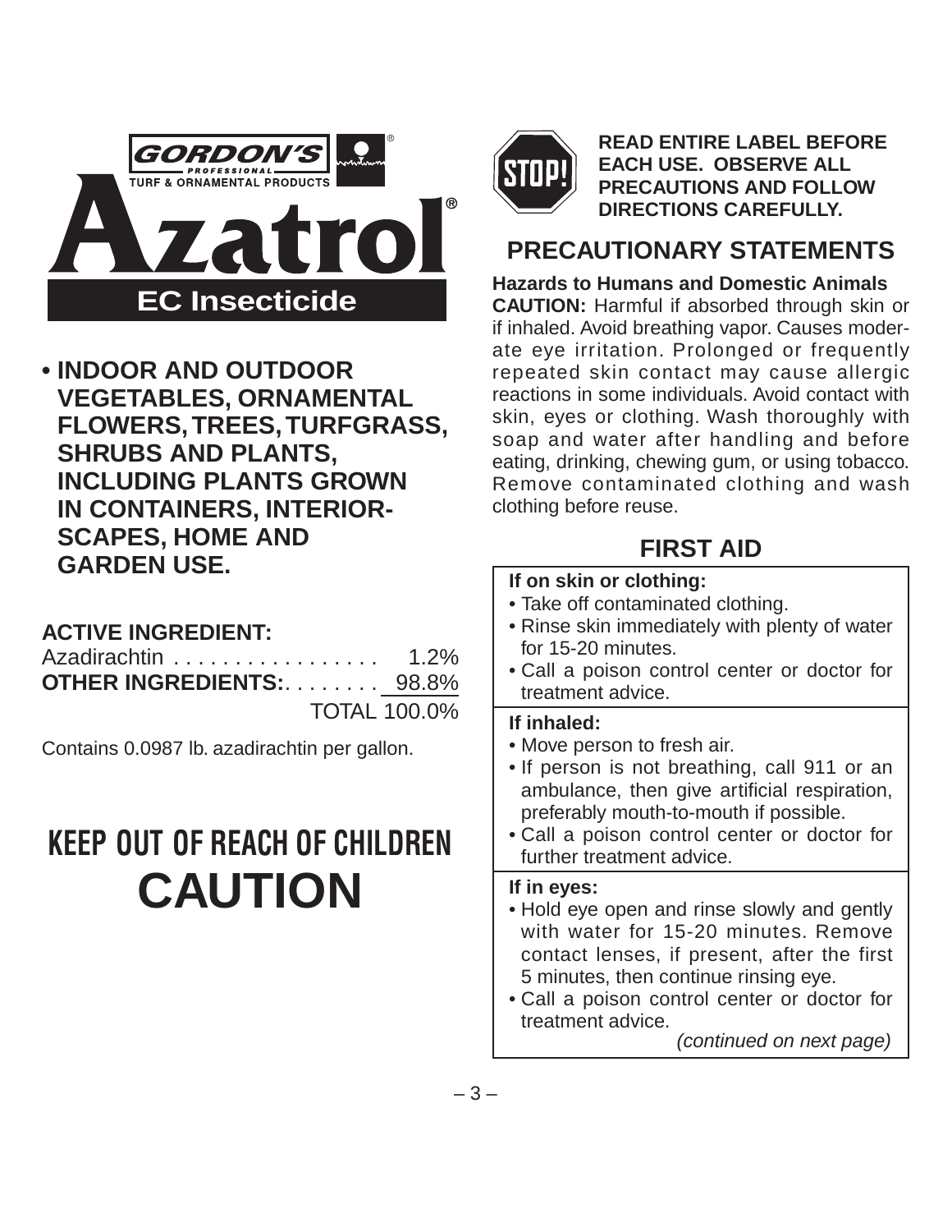GORDON'S® PROFESSIONAL TURF & ORNAMENTAL PRODUCTS

# Azatrol®

## EC Insecticide

- **INDOOR AND OUTDOOR VEGETABLES, ORNAMENTAL FLOWERS, TREES, TURFGRASS, SHRUBS AND PLANTS, INCLUDING PLANTS GROWN IN CONTAINERS, INTERIOR-SCAPES, HOME AND GARDEN USE.**

**ACTIVE INGREDIENT:**

| | |
|---|---|
| Azadirachtin | 1.2% |
| **OTHER INGREDIENTS:** | 98.8% |
| | TOTAL 100.0% |

Contains 0.0987 lb. azadirachtin per gallon.

**KEEP OUT OF REACH OF CHILDREN**

# CAUTION

**STOP!**

**READ ENTIRE LABEL BEFORE EACH USE. OBSERVE ALL PRECAUTIONS AND FOLLOW DIRECTIONS CAREFULLY.**

## PRECAUTIONARY STATEMENTS

**Hazards to Humans and Domestic Animals**

**CAUTION:** Harmful if absorbed through skin or if inhaled. Avoid breathing vapor. Causes moderate eye irritation. Prolonged or frequently repeated skin contact may cause allergic reactions in some individuals. Avoid contact with skin, eyes or clothing. Wash thoroughly with soap and water after handling and before eating, drinking, chewing gum, or using tobacco. Remove contaminated clothing and wash clothing before reuse.

## FIRST AID

**If on skin or clothing:**
- Take off contaminated clothing.
- Rinse skin immediately with plenty of water for 15-20 minutes.
- Call a poison control center or doctor for treatment advice.

**If inhaled:**
- Move person to fresh air.
- If person is not breathing, call 911 or an ambulance, then give artificial respiration, preferably mouth-to-mouth if possible.
- Call a poison control center or doctor for further treatment advice.

**If in eyes:**
- Hold eye open and rinse slowly and gently with water for 15-20 minutes. Remove contact lenses, if present, after the first 5 minutes, then continue rinsing eye.
- Call a poison control center or doctor for treatment advice.

*(continued on next page)*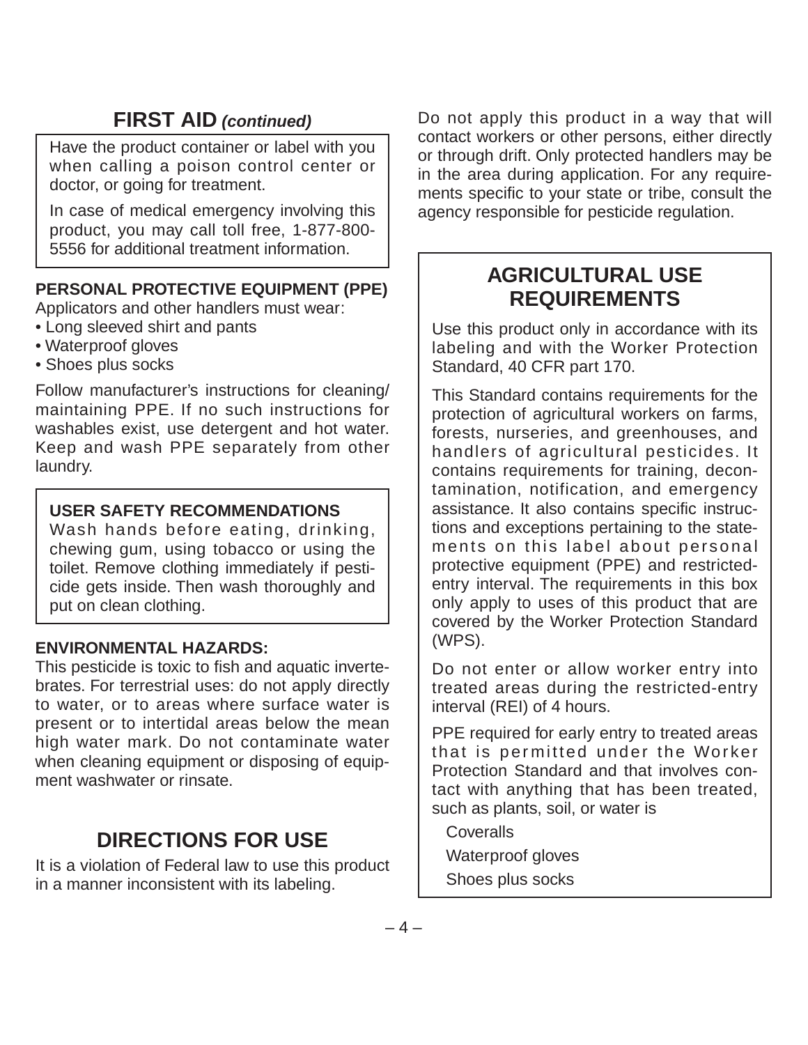## FIRST AID *(continued)*

Have the product container or label with you when calling a poison control center or doctor, or going for treatment.

In case of medical emergency involving this product, you may call toll free, 1-877-800-5556 for additional treatment information.

**PERSONAL PROTECTIVE EQUIPMENT (PPE)**

Applicators and other handlers must wear:

- Long sleeved shirt and pants
- Waterproof gloves
- Shoes plus socks

Follow manufacturer's instructions for cleaning/maintaining PPE. If no such instructions for washables exist, use detergent and hot water. Keep and wash PPE separately from other laundry.

**USER SAFETY RECOMMENDATIONS**

Wash hands before eating, drinking, chewing gum, using tobacco or using the toilet. Remove clothing immediately if pesticide gets inside. Then wash thoroughly and put on clean clothing.

**ENVIRONMENTAL HAZARDS:**

This pesticide is toxic to fish and aquatic invertebrates. For terrestrial uses: do not apply directly to water, or to areas where surface water is present or to intertidal areas below the mean high water mark. Do not contaminate water when cleaning equipment or disposing of equipment washwater or rinsate.

## DIRECTIONS FOR USE

It is a violation of Federal law to use this product in a manner inconsistent with its labeling.

Do not apply this product in a way that will contact workers or other persons, either directly or through drift. Only protected handlers may be in the area during application. For any requirements specific to your state or tribe, consult the agency responsible for pesticide regulation.

## AGRICULTURAL USE REQUIREMENTS

Use this product only in accordance with its labeling and with the Worker Protection Standard, 40 CFR part 170.

This Standard contains requirements for the protection of agricultural workers on farms, forests, nurseries, and greenhouses, and handlers of agricultural pesticides. It contains requirements for training, decontamination, notification, and emergency assistance. It also contains specific instructions and exceptions pertaining to the statements on this label about personal protective equipment (PPE) and restricted-entry interval. The requirements in this box only apply to uses of this product that are covered by the Worker Protection Standard (WPS).

Do not enter or allow worker entry into treated areas during the restricted-entry interval (REI) of 4 hours.

PPE required for early entry to treated areas that is permitted under the Worker Protection Standard and that involves contact with anything that has been treated, such as plants, soil, or water is

Coveralls

Waterproof gloves

Shoes plus socks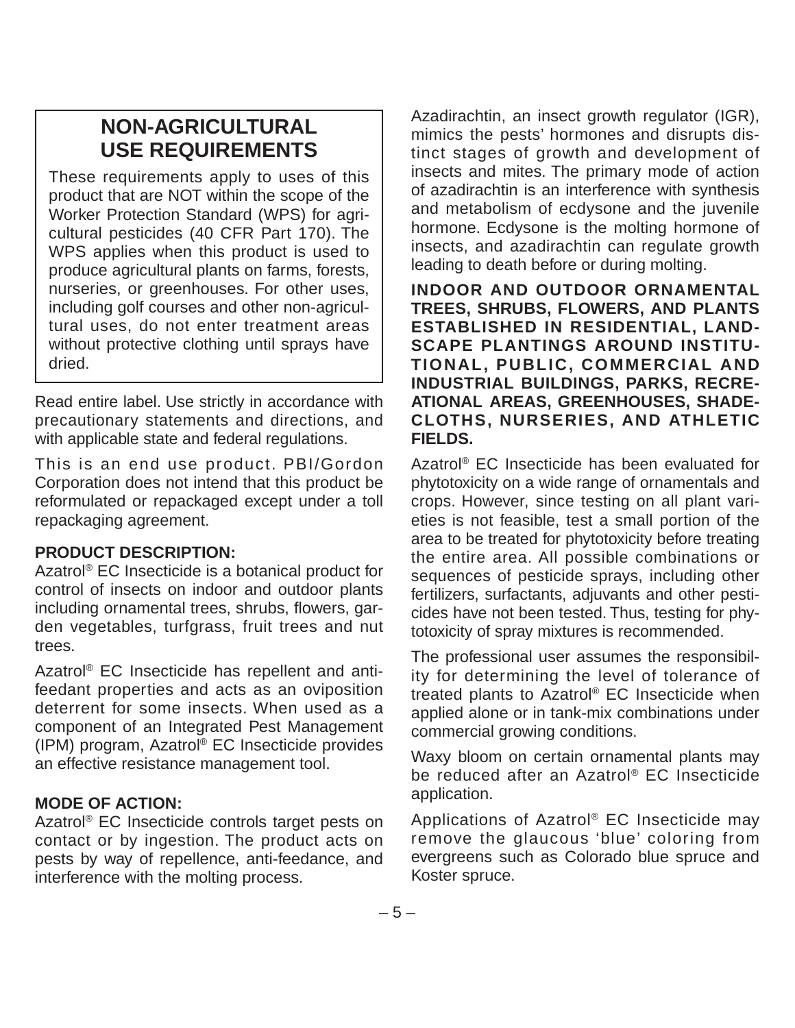## NON-AGRICULTURAL USE REQUIREMENTS

These requirements apply to uses of this product that are NOT within the scope of the Worker Protection Standard (WPS) for agricultural pesticides (40 CFR Part 170). The WPS applies when this product is used to produce agricultural plants on farms, forests, nurseries, or greenhouses. For other uses, including golf courses and other non-agricultural uses, do not enter treatment areas without protective clothing until sprays have dried.

Read entire label. Use strictly in accordance with precautionary statements and directions, and with applicable state and federal regulations.

This is an end use product. PBI/Gordon Corporation does not intend that this product be reformulated or repackaged except under a toll repackaging agreement.

**PRODUCT DESCRIPTION:**
Azatrol® EC Insecticide is a botanical product for control of insects on indoor and outdoor plants including ornamental trees, shrubs, flowers, garden vegetables, turfgrass, fruit trees and nut trees.

Azatrol® EC Insecticide has repellent and antifeedant properties and acts as an oviposition deterrent for some insects. When used as a component of an Integrated Pest Management (IPM) program, Azatrol® EC Insecticide provides an effective resistance management tool.

**MODE OF ACTION:**
Azatrol® EC Insecticide controls target pests on contact or by ingestion. The product acts on pests by way of repellence, anti-feedance, and interference with the molting process.

Azadirachtin, an insect growth regulator (IGR), mimics the pests' hormones and disrupts distinct stages of growth and development of insects and mites. The primary mode of action of azadirachtin is an interference with synthesis and metabolism of ecdysone and the juvenile hormone. Ecdysone is the molting hormone of insects, and azadirachtin can regulate growth leading to death before or during molting.

**INDOOR AND OUTDOOR ORNAMENTAL TREES, SHRUBS, FLOWERS, AND PLANTS ESTABLISHED IN RESIDENTIAL, LANDSCAPE PLANTINGS AROUND INSTITUTIONAL, PUBLIC, COMMERCIAL AND INDUSTRIAL BUILDINGS, PARKS, RECREATIONAL AREAS, GREENHOUSES, SHADECLOTHS, NURSERIES, AND ATHLETIC FIELDS.**

Azatrol® EC Insecticide has been evaluated for phytotoxicity on a wide range of ornamentals and crops. However, since testing on all plant varieties is not feasible, test a small portion of the area to be treated for phytotoxicity before treating the entire area. All possible combinations or sequences of pesticide sprays, including other fertilizers, surfactants, adjuvants and other pesticides have not been tested. Thus, testing for phytotoxicity of spray mixtures is recommended.

The professional user assumes the responsibility for determining the level of tolerance of treated plants to Azatrol® EC Insecticide when applied alone or in tank-mix combinations under commercial growing conditions.

Waxy bloom on certain ornamental plants may be reduced after an Azatrol® EC Insecticide application.

Applications of Azatrol® EC Insecticide may remove the glaucous 'blue' coloring from evergreens such as Colorado blue spruce and Koster spruce.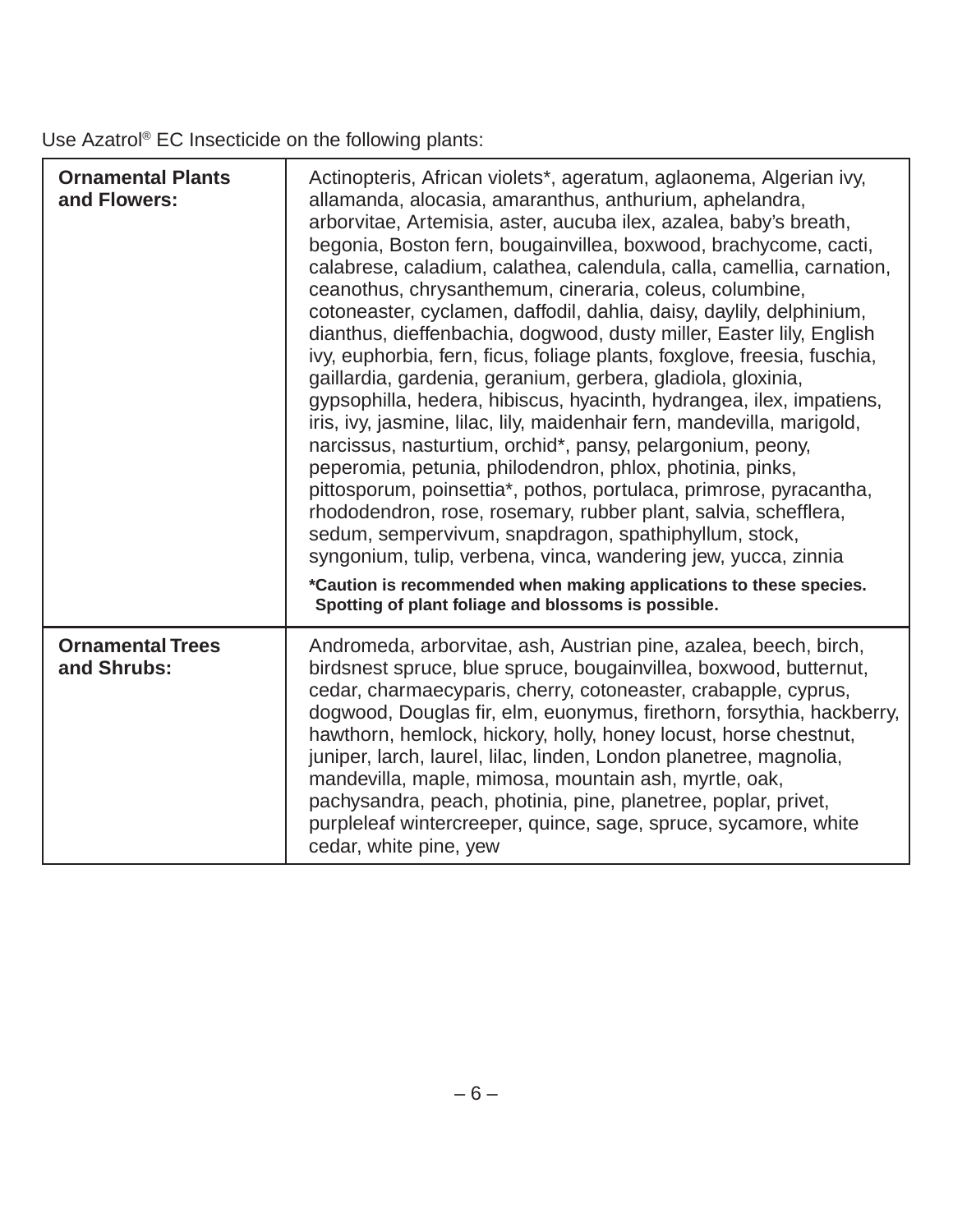Use Azatrol® EC Insecticide on the following plants:

| | |
|---|---|
| **Ornamental Plants and Flowers:** | Actinopteris, African violets*, ageratum, aglaonema, Algerian ivy, allamanda, alocasia, amaranthus, anthurium, aphelandra, arborvitae, Artemisia, aster, aucuba ilex, azalea, baby's breath, begonia, Boston fern, bougainvillea, boxwood, brachycome, cacti, calabrese, caladium, calathea, calendula, calla, camellia, carnation, ceanothus, chrysanthemum, cineraria, coleus, columbine, cotoneaster, cyclamen, daffodil, dahlia, daisy, daylily, delphinium, dianthus, dieffenbachia, dogwood, dusty miller, Easter lily, English ivy, euphorbia, fern, ficus, foliage plants, foxglove, freesia, fuschia, gaillardia, gardenia, geranium, gerbera, gladiola, gloxinia, gypsophilla, hedera, hibiscus, hyacinth, hydrangea, ilex, impatiens, iris, ivy, jasmine, lilac, lily, maidenhair fern, mandevilla, marigold, narcissus, nasturtium, orchid*, pansy, pelargonium, peony, peperomia, petunia, philodendron, phlox, photinia, pinks, pittosporum, poinsettia*, pothos, portulaca, primrose, pyracantha, rhododendron, rose, rosemary, rubber plant, salvia, schefflera, sedum, sempervivum, snapdragon, spathiphyllum, stock, syngonium, tulip, verbena, vinca, wandering jew, yucca, zinnia<br>**\*Caution is recommended when making applications to these species. Spotting of plant foliage and blossoms is possible.** |
| **Ornamental Trees and Shrubs:** | Andromeda, arborvitae, ash, Austrian pine, azalea, beech, birch, birdsnest spruce, blue spruce, bougainvillea, boxwood, butternut, cedar, charmaecyparis, cherry, cotoneaster, crabapple, cyprus, dogwood, Douglas fir, elm, euonymus, firethorn, forsythia, hackberry, hawthorn, hemlock, hickory, holly, honey locust, horse chestnut, juniper, larch, laurel, lilac, linden, London planetree, magnolia, mandevilla, maple, mimosa, mountain ash, myrtle, oak, pachysandra, peach, photinia, pine, planetree, poplar, privet, purpleleaf wintercreeper, quince, sage, spruce, sycamore, white cedar, white pine, yew |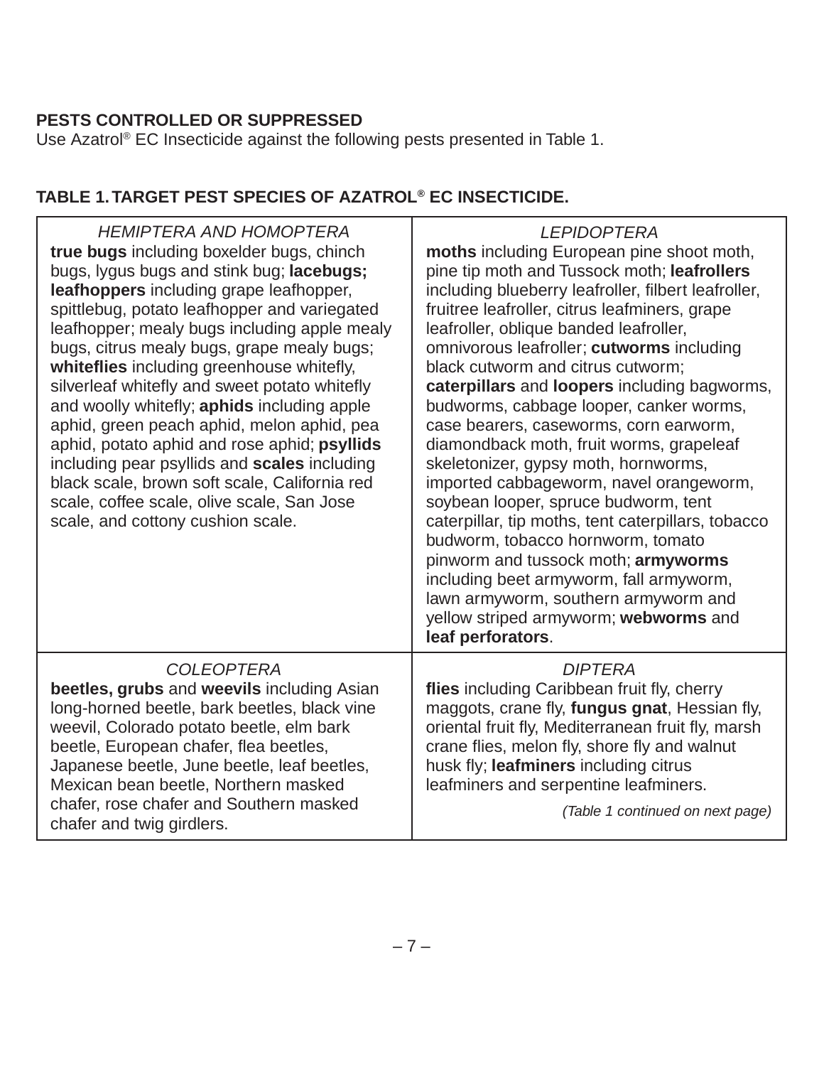## PESTS CONTROLLED OR SUPPRESSED

Use Azatrol® EC Insecticide against the following pests presented in Table 1.

### TABLE 1. TARGET PEST SPECIES OF AZATROL® EC INSECTICIDE.

| *HEMIPTERA AND HOMOPTERA* | *LEPIDOPTERA* |
|---|---|
| **true bugs** including boxelder bugs, chinch bugs, lygus bugs and stink bug; **lacebugs; leafhoppers** including grape leafhopper, spittlebug, potato leafhopper and variegated leafhopper; mealy bugs including apple mealy bugs, citrus mealy bugs, grape mealy bugs; **whiteflies** including greenhouse whitefly, silverleaf whitefly and sweet potato whitefly and woolly whitefly; **aphids** including apple aphid, green peach aphid, melon aphid, pea aphid, potato aphid and rose aphid; **psyllids** including pear psyllids and **scales** including black scale, brown soft scale, California red scale, coffee scale, olive scale, San Jose scale, and cottony cushion scale. | **moths** including European pine shoot moth, pine tip moth and Tussock moth; **leafrollers** including blueberry leafroller, filbert leafroller, fruitree leafroller, citrus leafminers, grape leafroller, oblique banded leafroller, omnivorous leafroller; **cutworms** including black cutworm and citrus cutworm; **caterpillars** and **loopers** including bagworms, budworms, cabbage looper, canker worms, case bearers, caseworms, corn earworm, diamondback moth, fruit worms, grapeleaf skeletonizer, gypsy moth, hornworms, imported cabbageworm, navel orangeworm, soybean looper, spruce budworm, tent caterpillar, tip moths, tent caterpillars, tobacco budworm, tobacco hornworm, tomato pinworm and tussock moth; **armyworms** including beet armyworm, fall armyworm, lawn armyworm, southern armyworm and yellow striped armyworm; **webworms** and **leaf perforators**. |
| *COLEOPTERA* | *DIPTERA* |
| **beetles, grubs** and **weevils** including Asian long-horned beetle, bark beetles, black vine weevil, Colorado potato beetle, elm bark beetle, European chafer, flea beetles, Japanese beetle, June beetle, leaf beetles, Mexican bean beetle, Northern masked chafer, rose chafer and Southern masked chafer and twig girdlers. | **flies** including Caribbean fruit fly, cherry maggots, crane fly, **fungus gnat**, Hessian fly, oriental fruit fly, Mediterranean fruit fly, marsh crane flies, melon fly, shore fly and walnut husk fly; **leafminers** including citrus leafminers and serpentine leafminers. |

*(Table 1 continued on next page)*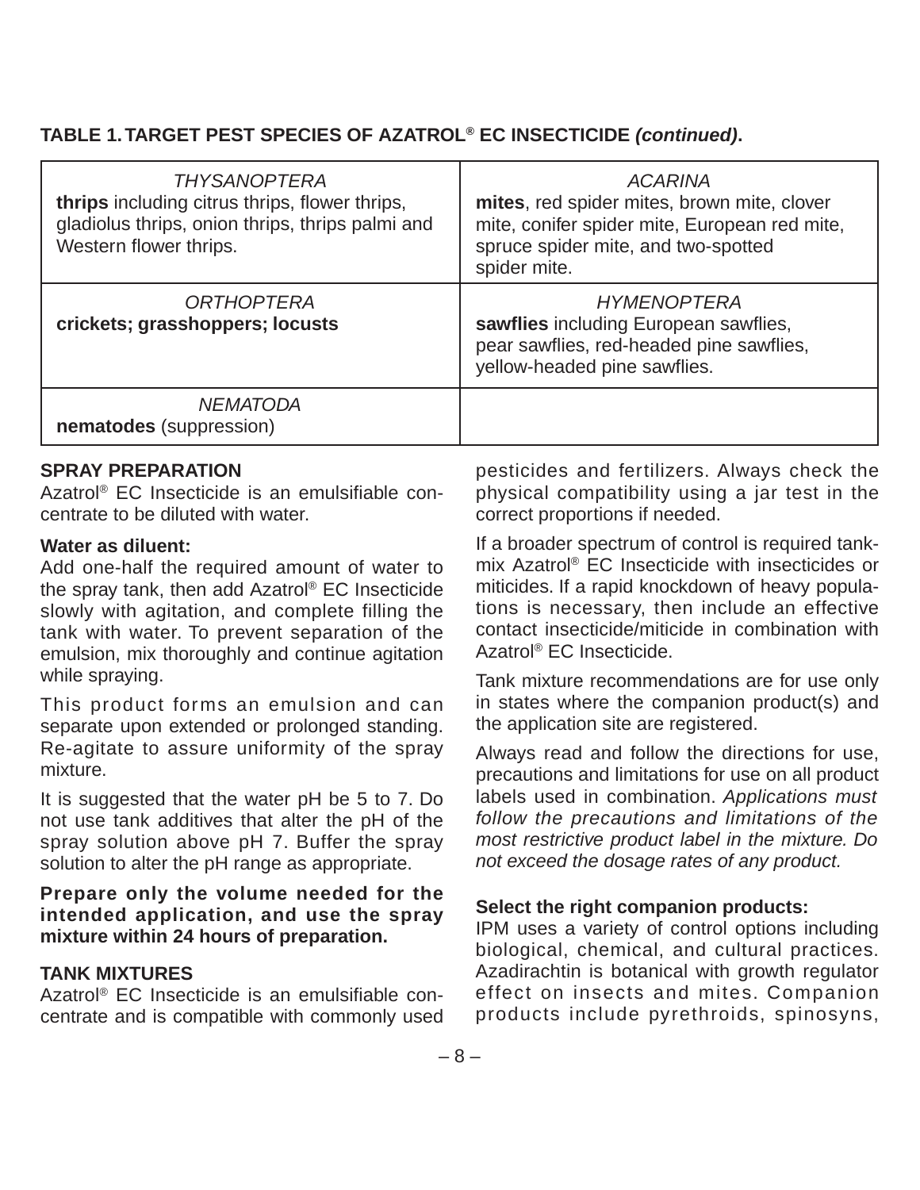**TABLE 1. TARGET PEST SPECIES OF AZATROL® EC INSECTICIDE *(continued)*.**

| | |
|---|---|
| *THYSANOPTERA*<br>**thrips** including citrus thrips, flower thrips, gladiolus thrips, onion thrips, thrips palmi and Western flower thrips. | *ACARINA*<br>**mites**, red spider mites, brown mite, clover mite, conifer spider mite, European red mite, spruce spider mite, and two-spotted spider mite. |
| *ORTHOPTERA*<br>**crickets; grasshoppers; locusts** | *HYMENOPTERA*<br>**sawflies** including European sawflies, pear sawflies, red-headed pine sawflies, yellow-headed pine sawflies. |
| *NEMATODA*<br>**nematodes** (suppression) | |

**SPRAY PREPARATION**

Azatrol® EC Insecticide is an emulsifiable concentrate to be diluted with water.

**Water as diluent:**

Add one-half the required amount of water to the spray tank, then add Azatrol® EC Insecticide slowly with agitation, and complete filling the tank with water. To prevent separation of the emulsion, mix thoroughly and continue agitation while spraying.

This product forms an emulsion and can separate upon extended or prolonged standing. Re-agitate to assure uniformity of the spray mixture.

It is suggested that the water pH be 5 to 7. Do not use tank additives that alter the pH of the spray solution above pH 7. Buffer the spray solution to alter the pH range as appropriate.

**Prepare only the volume needed for the intended application, and use the spray mixture within 24 hours of preparation.**

**TANK MIXTURES**

Azatrol® EC Insecticide is an emulsifiable concentrate and is compatible with commonly used pesticides and fertilizers. Always check the physical compatibility using a jar test in the correct proportions if needed.

If a broader spectrum of control is required tank-mix Azatrol® EC Insecticide with insecticides or miticides. If a rapid knockdown of heavy populations is necessary, then include an effective contact insecticide/miticide in combination with Azatrol® EC Insecticide.

Tank mixture recommendations are for use only in states where the companion product(s) and the application site are registered.

Always read and follow the directions for use, precautions and limitations for use on all product labels used in combination. *Applications must follow the precautions and limitations of the most restrictive product label in the mixture. Do not exceed the dosage rates of any product.*

**Select the right companion products:**

IPM uses a variety of control options including biological, chemical, and cultural practices. Azadirachtin is botanical with growth regulator effect on insects and mites. Companion products include pyrethroids, spinosyns,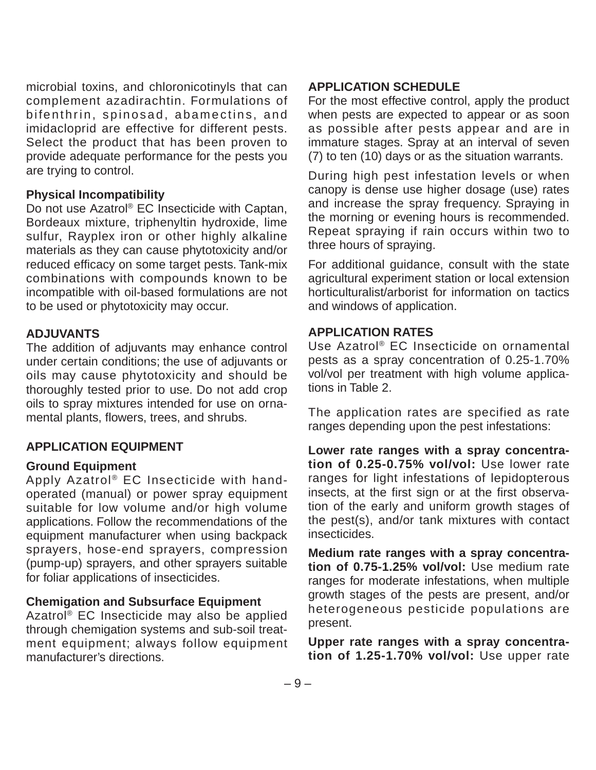microbial toxins, and chloronicotinyls that can complement azadirachtin. Formulations of bifenthrin, spinosad, abamectins, and imidacloprid are effective for different pests. Select the product that has been proven to provide adequate performance for the pests you are trying to control.

**Physical Incompatibility**

Do not use Azatrol® EC Insecticide with Captan, Bordeaux mixture, triphenyltin hydroxide, lime sulfur, Rayplex iron or other highly alkaline materials as they can cause phytotoxicity and/or reduced efficacy on some target pests. Tank-mix combinations with compounds known to be incompatible with oil-based formulations are not to be used or phytotoxicity may occur.

## ADJUVANTS

The addition of adjuvants may enhance control under certain conditions; the use of adjuvants or oils may cause phytotoxicity and should be thoroughly tested prior to use. Do not add crop oils to spray mixtures intended for use on ornamental plants, flowers, trees, and shrubs.

## APPLICATION EQUIPMENT

**Ground Equipment**

Apply Azatrol® EC Insecticide with hand-operated (manual) or power spray equipment suitable for low volume and/or high volume applications. Follow the recommendations of the equipment manufacturer when using backpack sprayers, hose-end sprayers, compression (pump-up) sprayers, and other sprayers suitable for foliar applications of insecticides.

**Chemigation and Subsurface Equipment**

Azatrol® EC Insecticide may also be applied through chemigation systems and sub-soil treatment equipment; always follow equipment manufacturer's directions.

## APPLICATION SCHEDULE

For the most effective control, apply the product when pests are expected to appear or as soon as possible after pests appear and are in immature stages. Spray at an interval of seven (7) to ten (10) days or as the situation warrants.

During high pest infestation levels or when canopy is dense use higher dosage (use) rates and increase the spray frequency. Spraying in the morning or evening hours is recommended. Repeat spraying if rain occurs within two to three hours of spraying.

For additional guidance, consult with the state agricultural experiment station or local extension horticulturalist/arborist for information on tactics and windows of application.

## APPLICATION RATES

Use Azatrol® EC Insecticide on ornamental pests as a spray concentration of 0.25-1.70% vol/vol per treatment with high volume applications in Table 2.

The application rates are specified as rate ranges depending upon the pest infestations:

**Lower rate ranges with a spray concentration of 0.25-0.75% vol/vol:** Use lower rate ranges for light infestations of lepidopterous insects, at the first sign or at the first observation of the early and uniform growth stages of the pest(s), and/or tank mixtures with contact insecticides.

**Medium rate ranges with a spray concentration of 0.75-1.25% vol/vol:** Use medium rate ranges for moderate infestations, when multiple growth stages of the pests are present, and/or heterogeneous pesticide populations are present.

**Upper rate ranges with a spray concentration of 1.25-1.70% vol/vol:** Use upper rate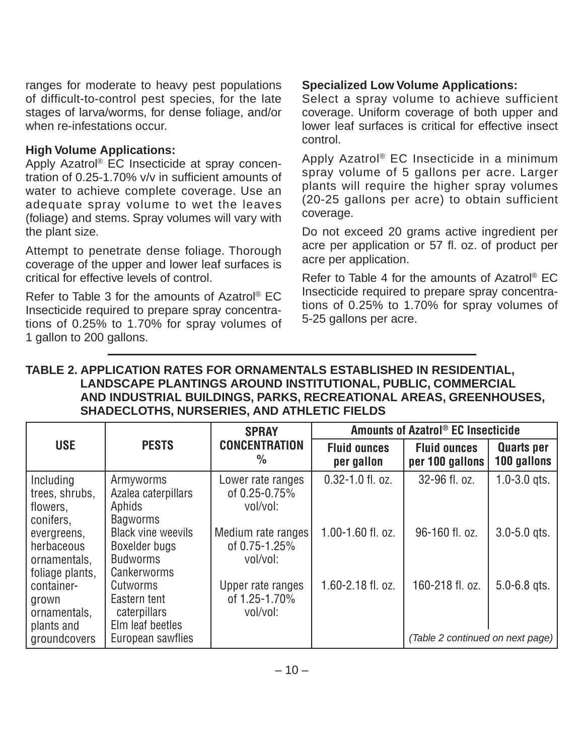ranges for moderate to heavy pest populations of difficult-to-control pest species, for the late stages of larva/worms, for dense foliage, and/or when re-infestations occur.

**High Volume Applications:**
Apply Azatrol® EC Insecticide at spray concentration of 0.25-1.70% v/v in sufficient amounts of water to achieve complete coverage. Use an adequate spray volume to wet the leaves (foliage) and stems. Spray volumes will vary with the plant size.

Attempt to penetrate dense foliage. Thorough coverage of the upper and lower leaf surfaces is critical for effective levels of control.

Refer to Table 3 for the amounts of Azatrol® EC Insecticide required to prepare spray concentrations of 0.25% to 1.70% for spray volumes of 1 gallon to 200 gallons.

**Specialized Low Volume Applications:**
Select a spray volume to achieve sufficient coverage. Uniform coverage of both upper and lower leaf surfaces is critical for effective insect control.

Apply Azatrol® EC Insecticide in a minimum spray volume of 5 gallons per acre. Larger plants will require the higher spray volumes (20-25 gallons per acre) to obtain sufficient coverage.

Do not exceed 20 grams active ingredient per acre per application or 57 fl. oz. of product per acre per application.

Refer to Table 4 for the amounts of Azatrol® EC Insecticide required to prepare spray concentrations of 0.25% to 1.70% for spray volumes of 5-25 gallons per acre.

**TABLE 2. APPLICATION RATES FOR ORNAMENTALS ESTABLISHED IN RESIDENTIAL, LANDSCAPE PLANTINGS AROUND INSTITUTIONAL, PUBLIC, COMMERCIAL AND INDUSTRIAL BUILDINGS, PARKS, RECREATIONAL AREAS, GREENHOUSES, SHADECLOTHS, NURSERIES, AND ATHLETIC FIELDS**

| USE | PESTS | SPRAY CONCENTRATION % | Amounts of Azatrol® EC Insecticide | | |
|---|---|---|---|---|---|
| | | | Fluid ounces per gallon | Fluid ounces per 100 gallons | Quarts per 100 gallons |
| Including trees, shrubs, flowers, conifers, | Armyworms<br>Azalea caterpillars<br>Aphids<br>Bagworms | Lower rate ranges of 0.25-0.75% vol/vol: | 0.32-1.0 fl. oz. | 32-96 fl. oz. | 1.0-3.0 qts. |
| evergreens, herbaceous ornamentals, foliage plants, | Black vine weevils<br>Boxelder bugs<br>Budworms<br>Cankerworms | Medium rate ranges of 0.75-1.25% vol/vol: | 1.00-1.60 fl. oz. | 96-160 fl. oz. | 3.0-5.0 qts. |
| container-grown ornamentals, plants and groundcovers | Cutworms<br>Eastern tent caterpillars<br>Elm leaf beetles<br>European sawflies | Upper rate ranges of 1.25-1.70% vol/vol: | 1.60-2.18 fl. oz. | 160-218 fl. oz. | 5.0-6.8 qts. |

*(Table 2 continued on next page)*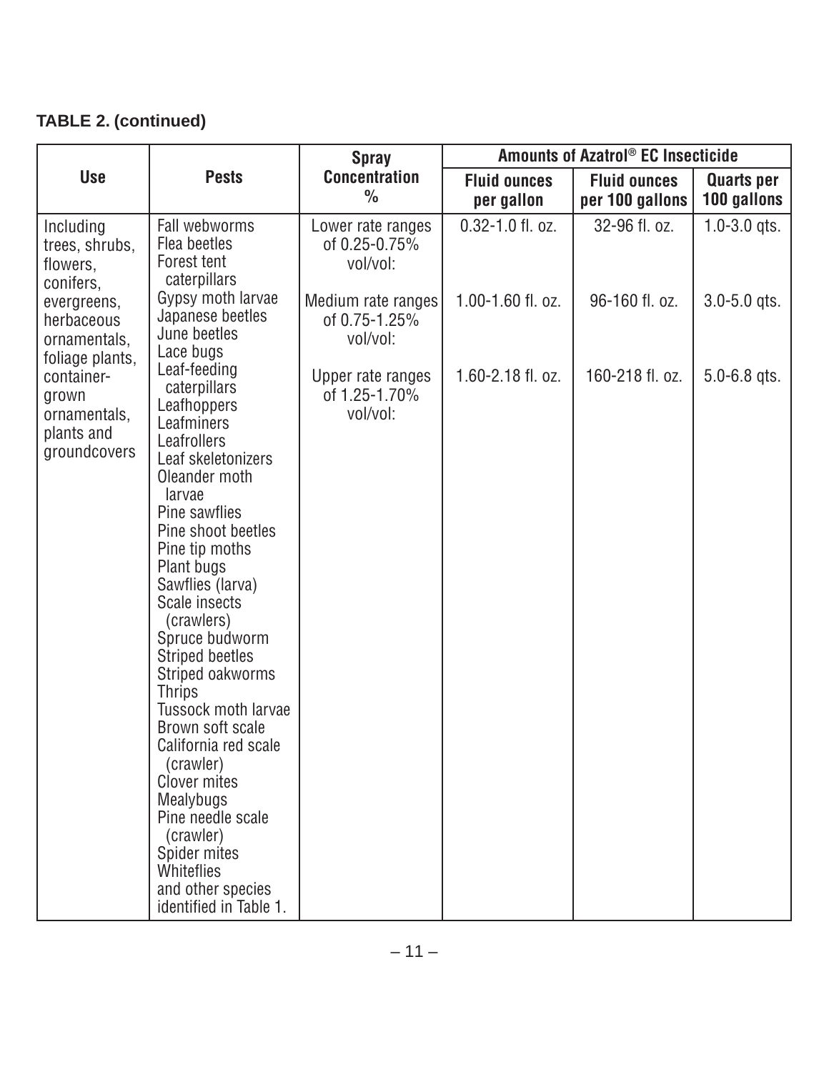**TABLE 2. (continued)**

| Use | Pests | Spray Concentration % | Amounts of Azatrol® EC Insecticide | | |
|---|---|---|---|---|---|
| | | | Fluid ounces per gallon | Fluid ounces per 100 gallons | Quarts per 100 gallons |
| Including trees, shrubs, flowers, conifers, evergreens, herbaceous ornamentals, foliage plants, container-grown ornamentals, plants and groundcovers | Fall webworms<br>Flea beetles<br>Forest tent caterpillars<br>Gypsy moth larvae<br>Japanese beetles<br>June beetles<br>Lace bugs<br>Leaf-feeding caterpillars<br>Leafhoppers<br>Leafminers<br>Leafrollers<br>Leaf skeletonizers<br>Oleander moth larvae<br>Pine sawflies<br>Pine shoot beetles<br>Pine tip moths<br>Plant bugs<br>Sawflies (larva)<br>Scale insects (crawlers)<br>Spruce budworm<br>Striped beetles<br>Striped oakworms<br>Thrips<br>Tussock moth larvae<br>Brown soft scale<br>California red scale (crawler)<br>Clover mites<br>Mealybugs<br>Pine needle scale (crawler)<br>Spider mites<br>Whiteflies<br>and other species identified in Table 1. | Lower rate ranges of 0.25-0.75% vol/vol: | 0.32-1.0 fl. oz. | 32-96 fl. oz. | 1.0-3.0 qts. |
| | | Medium rate ranges of 0.75-1.25% vol/vol: | 1.00-1.60 fl. oz. | 96-160 fl. oz. | 3.0-5.0 qts. |
| | | Upper rate ranges of 1.25-1.70% vol/vol: | 1.60-2.18 fl. oz. | 160-218 fl. oz. | 5.0-6.8 qts. |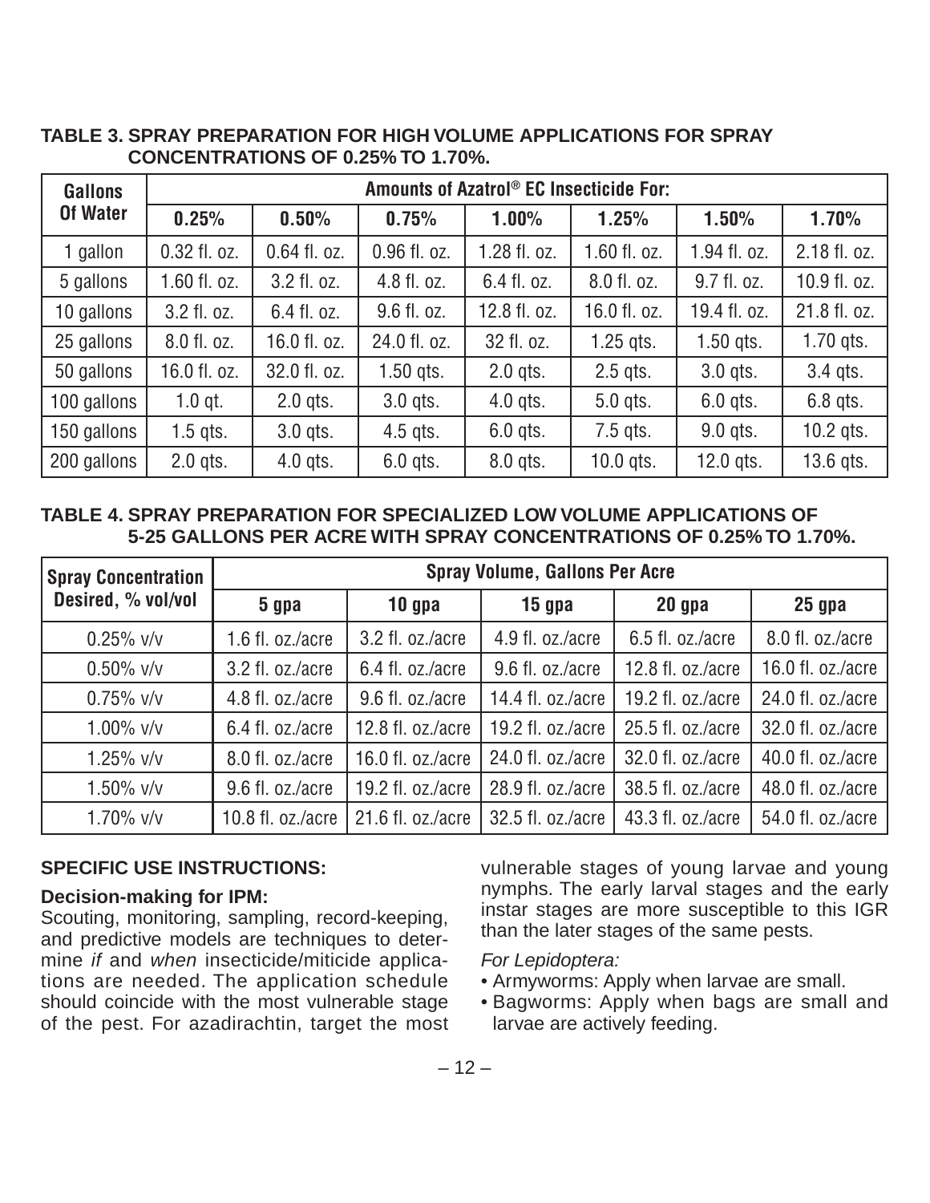**TABLE 3. SPRAY PREPARATION FOR HIGH VOLUME APPLICATIONS FOR SPRAY CONCENTRATIONS OF 0.25% TO 1.70%.**

| Gallons Of Water | Amounts of Azatrol® EC Insecticide For: | | | | | | |
|---|---|---|---|---|---|---|---|
| | 0.25% | 0.50% | 0.75% | 1.00% | 1.25% | 1.50% | 1.70% |
| 1 gallon | 0.32 fl. oz. | 0.64 fl. oz. | 0.96 fl. oz. | 1.28 fl. oz. | 1.60 fl. oz. | 1.94 fl. oz. | 2.18 fl. oz. |
| 5 gallons | 1.60 fl. oz. | 3.2 fl. oz. | 4.8 fl. oz. | 6.4 fl. oz. | 8.0 fl. oz. | 9.7 fl. oz. | 10.9 fl. oz. |
| 10 gallons | 3.2 fl. oz. | 6.4 fl. oz. | 9.6 fl. oz. | 12.8 fl. oz. | 16.0 fl. oz. | 19.4 fl. oz. | 21.8 fl. oz. |
| 25 gallons | 8.0 fl. oz. | 16.0 fl. oz. | 24.0 fl. oz. | 32 fl. oz. | 1.25 qts. | 1.50 qts. | 1.70 qts. |
| 50 gallons | 16.0 fl. oz. | 32.0 fl. oz. | 1.50 qts. | 2.0 qts. | 2.5 qts. | 3.0 qts. | 3.4 qts. |
| 100 gallons | 1.0 qt. | 2.0 qts. | 3.0 qts. | 4.0 qts. | 5.0 qts. | 6.0 qts. | 6.8 qts. |
| 150 gallons | 1.5 qts. | 3.0 qts. | 4.5 qts. | 6.0 qts. | 7.5 qts. | 9.0 qts. | 10.2 qts. |
| 200 gallons | 2.0 qts. | 4.0 qts. | 6.0 qts. | 8.0 qts. | 10.0 qts. | 12.0 qts. | 13.6 qts. |

**TABLE 4. SPRAY PREPARATION FOR SPECIALIZED LOW VOLUME APPLICATIONS OF 5-25 GALLONS PER ACRE WITH SPRAY CONCENTRATIONS OF 0.25% TO 1.70%.**

| Spray Concentration Desired, % vol/vol | Spray Volume, Gallons Per Acre | | | | |
|---|---|---|---|---|---|
| | 5 gpa | 10 gpa | 15 gpa | 20 gpa | 25 gpa |
| 0.25% v/v | 1.6 fl. oz./acre | 3.2 fl. oz./acre | 4.9 fl. oz./acre | 6.5 fl. oz./acre | 8.0 fl. oz./acre |
| 0.50% v/v | 3.2 fl. oz./acre | 6.4 fl. oz./acre | 9.6 fl. oz./acre | 12.8 fl. oz./acre | 16.0 fl. oz./acre |
| 0.75% v/v | 4.8 fl. oz./acre | 9.6 fl. oz./acre | 14.4 fl. oz./acre | 19.2 fl. oz./acre | 24.0 fl. oz./acre |
| 1.00% v/v | 6.4 fl. oz./acre | 12.8 fl. oz./acre | 19.2 fl. oz./acre | 25.5 fl. oz./acre | 32.0 fl. oz./acre |
| 1.25% v/v | 8.0 fl. oz./acre | 16.0 fl. oz./acre | 24.0 fl. oz./acre | 32.0 fl. oz./acre | 40.0 fl. oz./acre |
| 1.50% v/v | 9.6 fl. oz./acre | 19.2 fl. oz./acre | 28.9 fl. oz./acre | 38.5 fl. oz./acre | 48.0 fl. oz./acre |
| 1.70% v/v | 10.8 fl. oz./acre | 21.6 fl. oz./acre | 32.5 fl. oz./acre | 43.3 fl. oz./acre | 54.0 fl. oz./acre |

## SPECIFIC USE INSTRUCTIONS:

### Decision-making for IPM:

Scouting, monitoring, sampling, record-keeping, and predictive models are techniques to determine *if* and *when* insecticide/miticide applications are needed. The application schedule should coincide with the most vulnerable stage of the pest. For azadirachtin, target the most vulnerable stages of young larvae and young nymphs. The early larval stages and the early instar stages are more susceptible to this IGR than the later stages of the same pests.

*For Lepidoptera:*

- Armyworms: Apply when larvae are small.
- Bagworms: Apply when bags are small and larvae are actively feeding.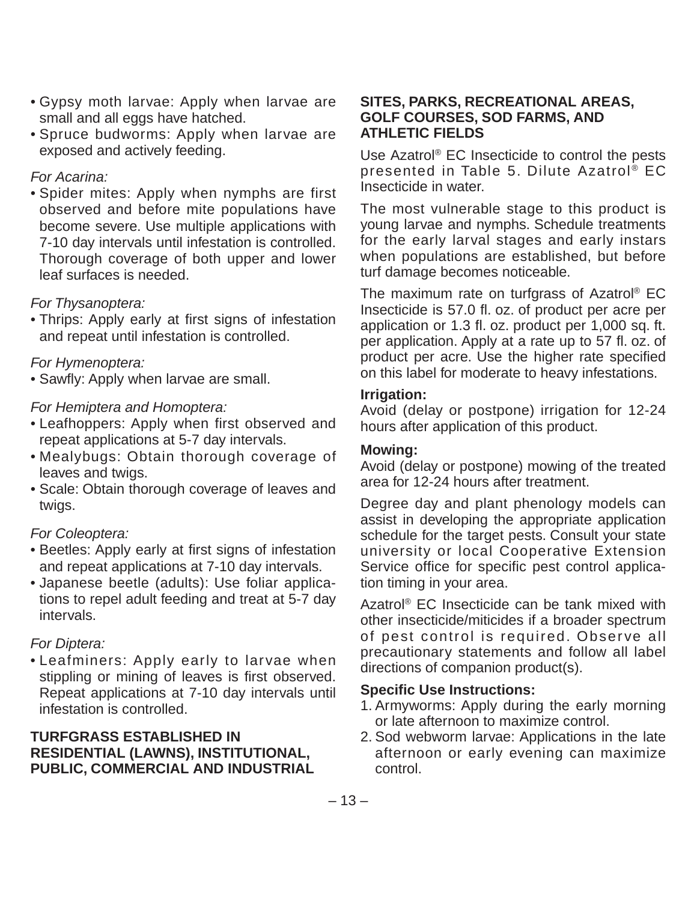- Gypsy moth larvae: Apply when larvae are small and all eggs have hatched.
- Spruce budworms: Apply when larvae are exposed and actively feeding.

*For Acarina:*

- Spider mites: Apply when nymphs are first observed and before mite populations have become severe. Use multiple applications with 7-10 day intervals until infestation is controlled. Thorough coverage of both upper and lower leaf surfaces is needed.

*For Thysanoptera:*

- Thrips: Apply early at first signs of infestation and repeat until infestation is controlled.

*For Hymenoptera:*

- Sawfly: Apply when larvae are small.

*For Hemiptera and Homoptera:*

- Leafhoppers: Apply when first observed and repeat applications at 5-7 day intervals.
- Mealybugs: Obtain thorough coverage of leaves and twigs.
- Scale: Obtain thorough coverage of leaves and twigs.

*For Coleoptera:*

- Beetles: Apply early at first signs of infestation and repeat applications at 7-10 day intervals.
- Japanese beetle (adults): Use foliar applications to repel adult feeding and treat at 5-7 day intervals.

*For Diptera:*

- Leafminers: Apply early to larvae when stippling or mining of leaves is first observed. Repeat applications at 7-10 day intervals until infestation is controlled.

**TURFGRASS ESTABLISHED IN RESIDENTIAL (LAWNS), INSTITUTIONAL, PUBLIC, COMMERCIAL AND INDUSTRIAL SITES, PARKS, RECREATIONAL AREAS, GOLF COURSES, SOD FARMS, AND ATHLETIC FIELDS**

Use Azatrol® EC Insecticide to control the pests presented in Table 5. Dilute Azatrol® EC Insecticide in water.

The most vulnerable stage to this product is young larvae and nymphs. Schedule treatments for the early larval stages and early instars when populations are established, but before turf damage becomes noticeable.

The maximum rate on turfgrass of Azatrol® EC Insecticide is 57.0 fl. oz. of product per acre per application or 1.3 fl. oz. product per 1,000 sq. ft. per application. Apply at a rate up to 57 fl. oz. of product per acre. Use the higher rate specified on this label for moderate to heavy infestations.

**Irrigation:**
Avoid (delay or postpone) irrigation for 12-24 hours after application of this product.

**Mowing:**
Avoid (delay or postpone) mowing of the treated area for 12-24 hours after treatment.

Degree day and plant phenology models can assist in developing the appropriate application schedule for the target pests. Consult your state university or local Cooperative Extension Service office for specific pest control application timing in your area.

Azatrol® EC Insecticide can be tank mixed with other insecticide/miticides if a broader spectrum of pest control is required. Observe all precautionary statements and follow all label directions of companion product(s).

**Specific Use Instructions:**

1. Armyworms: Apply during the early morning or late afternoon to maximize control.
2. Sod webworm larvae: Applications in the late afternoon or early evening can maximize control.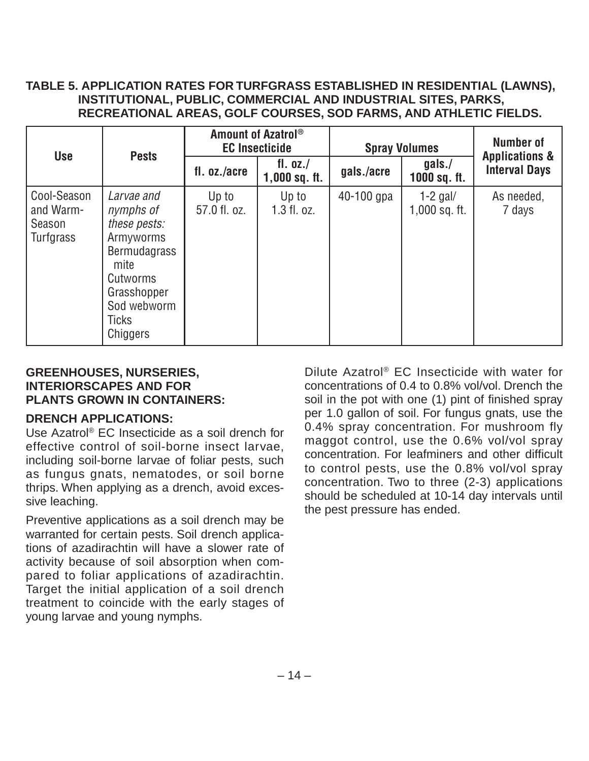**TABLE 5. APPLICATION RATES FOR TURFGRASS ESTABLISHED IN RESIDENTIAL (LAWNS), INSTITUTIONAL, PUBLIC, COMMERCIAL AND INDUSTRIAL SITES, PARKS, RECREATIONAL AREAS, GOLF COURSES, SOD FARMS, AND ATHLETIC FIELDS.**

| Use | Pests | Amount of Azatrol® EC Insecticide | | Spray Volumes | | Number of Applications & Interval Days |
|---|---|---|---|---|---|---|
| | | fl. oz./acre | fl. oz./ 1,000 sq. ft. | gals./acre | gals./ 1000 sq. ft. | |
| Cool-Season and Warm-Season Turfgrass | *Larvae and nymphs of these pests:* Armyworms, Bermudagrass mite, Cutworms, Grasshopper, Sod webworm, Ticks, Chiggers | Up to 57.0 fl. oz. | Up to 1.3 fl. oz. | 40-100 gpa | 1-2 gal/ 1,000 sq. ft. | As needed, 7 days |

## GREENHOUSES, NURSERIES, INTERIORSCAPES AND FOR PLANTS GROWN IN CONTAINERS:

### DRENCH APPLICATIONS:

Use Azatrol® EC Insecticide as a soil drench for effective control of soil-borne insect larvae, including soil-borne larvae of foliar pests, such as fungus gnats, nematodes, or soil borne thrips. When applying as a drench, avoid excessive leaching.

Preventive applications as a soil drench may be warranted for certain pests. Soil drench applications of azadirachtin will have a slower rate of activity because of soil absorption when compared to foliar applications of azadirachtin. Target the initial application of a soil drench treatment to coincide with the early stages of young larvae and young nymphs.

Dilute Azatrol® EC Insecticide with water for concentrations of 0.4 to 0.8% vol/vol. Drench the soil in the pot with one (1) pint of finished spray per 1.0 gallon of soil. For fungus gnats, use the 0.4% spray concentration. For mushroom fly maggot control, use the 0.6% vol/vol spray concentration. For leafminers and other difficult to control pests, use the 0.8% vol/vol spray concentration. Two to three (2-3) applications should be scheduled at 10-14 day intervals until the pest pressure has ended.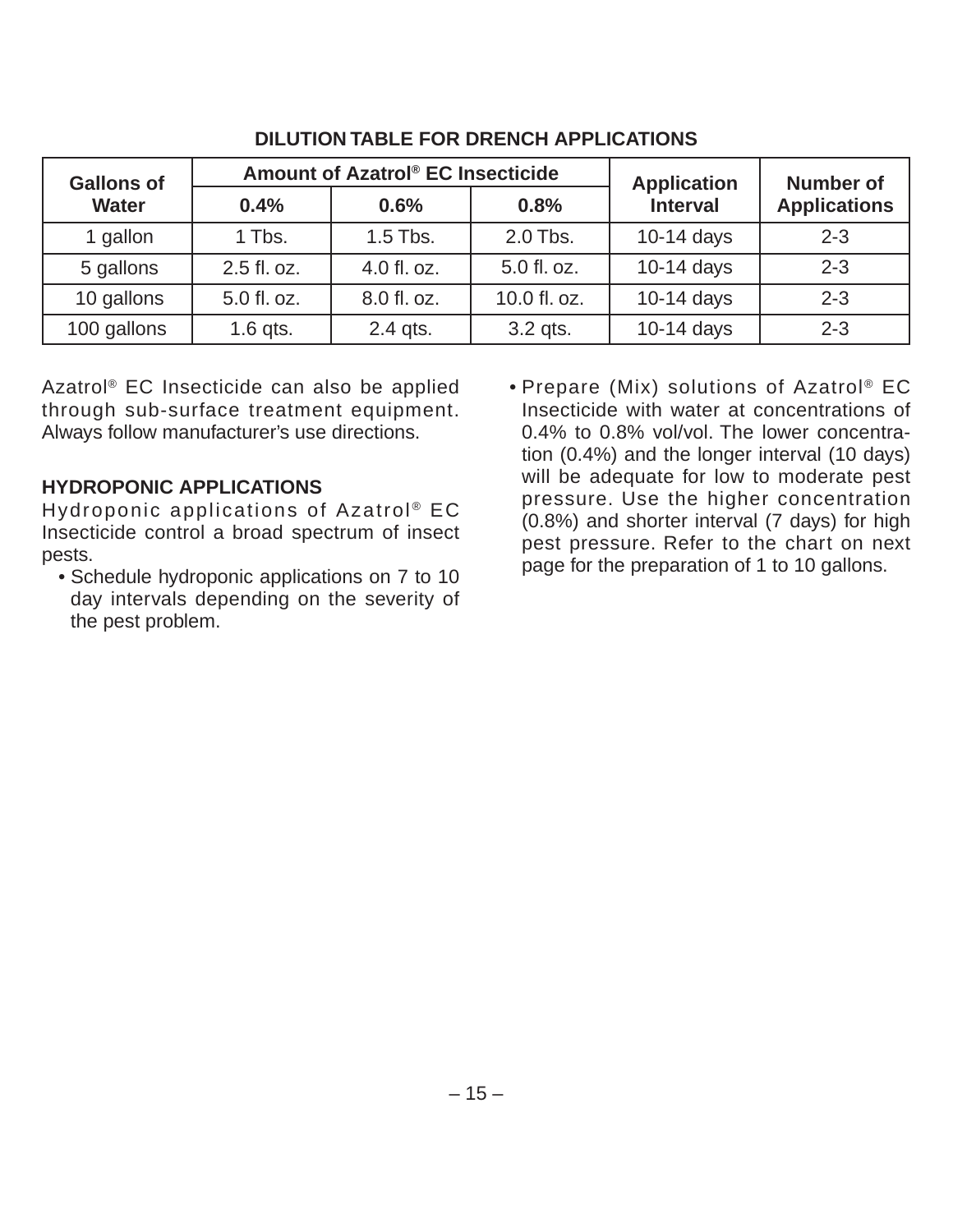**DILUTION TABLE FOR DRENCH APPLICATIONS**

| Gallons of Water | Amount of Azatrol® EC Insecticide | | | Application Interval | Number of Applications |
|---|---|---|---|---|---|
| | 0.4% | 0.6% | 0.8% | | |
| 1 gallon | 1 Tbs. | 1.5 Tbs. | 2.0 Tbs. | 10-14 days | 2-3 |
| 5 gallons | 2.5 fl. oz. | 4.0 fl. oz. | 5.0 fl. oz. | 10-14 days | 2-3 |
| 10 gallons | 5.0 fl. oz. | 8.0 fl. oz. | 10.0 fl. oz. | 10-14 days | 2-3 |
| 100 gallons | 1.6 qts. | 2.4 qts. | 3.2 qts. | 10-14 days | 2-3 |

Azatrol® EC Insecticide can also be applied through sub-surface treatment equipment. Always follow manufacturer's use directions.

**HYDROPONIC APPLICATIONS**

Hydroponic applications of Azatrol® EC Insecticide control a broad spectrum of insect pests.

- Schedule hydroponic applications on 7 to 10 day intervals depending on the severity of the pest problem.
- Prepare (Mix) solutions of Azatrol® EC Insecticide with water at concentrations of 0.4% to 0.8% vol/vol. The lower concentration (0.4%) and the longer interval (10 days) will be adequate for low to moderate pest pressure. Use the higher concentration (0.8%) and shorter interval (7 days) for high pest pressure. Refer to the chart on next page for the preparation of 1 to 10 gallons.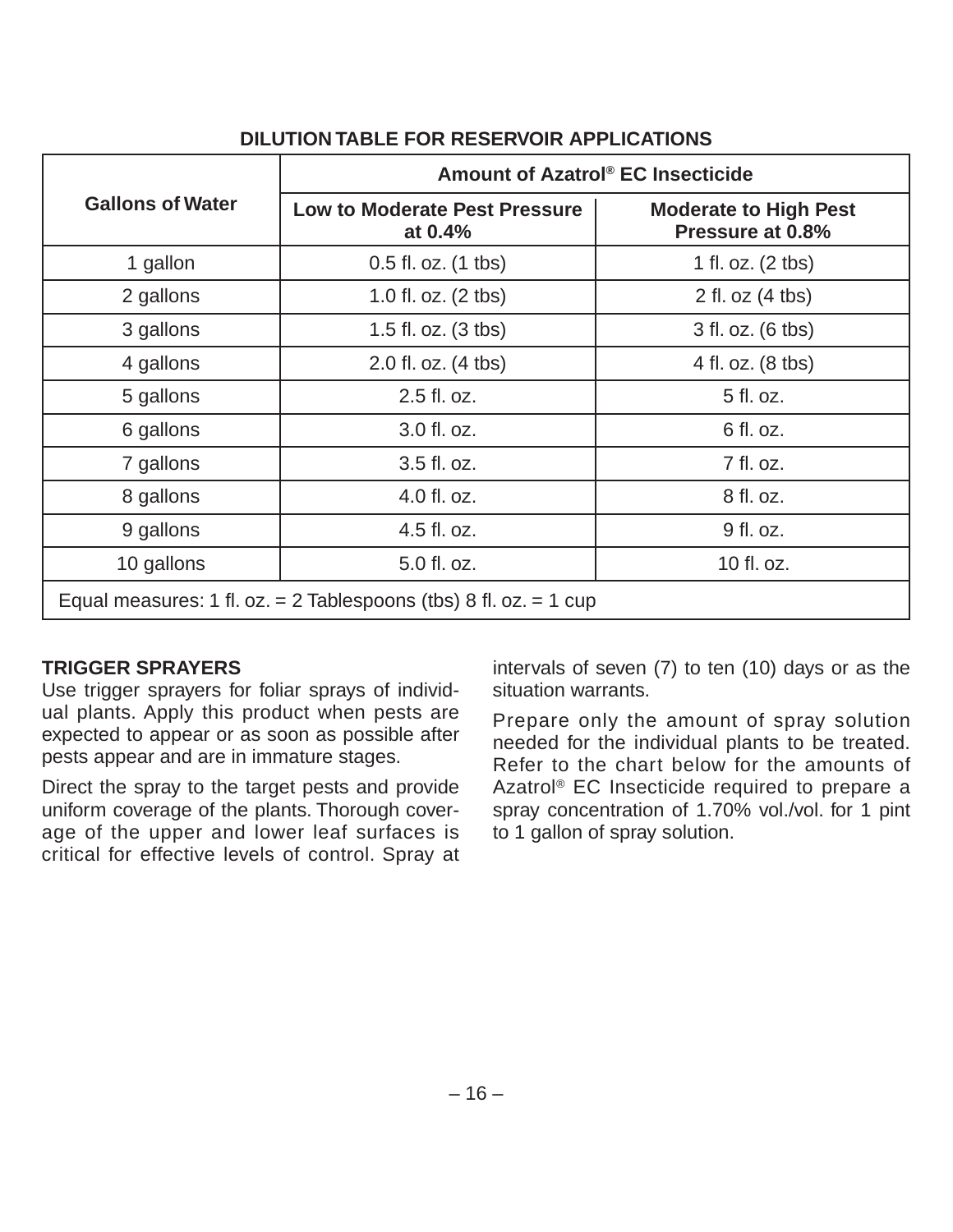**DILUTION TABLE FOR RESERVOIR APPLICATIONS**

| Gallons of Water | Amount of Azatrol® EC Insecticide | |
|---|---|---|
| | Low to Moderate Pest Pressure at 0.4% | Moderate to High Pest Pressure at 0.8% |
| 1 gallon | 0.5 fl. oz. (1 tbs) | 1 fl. oz. (2 tbs) |
| 2 gallons | 1.0 fl. oz. (2 tbs) | 2 fl. oz (4 tbs) |
| 3 gallons | 1.5 fl. oz. (3 tbs) | 3 fl. oz. (6 tbs) |
| 4 gallons | 2.0 fl. oz. (4 tbs) | 4 fl. oz. (8 tbs) |
| 5 gallons | 2.5 fl. oz. | 5 fl. oz. |
| 6 gallons | 3.0 fl. oz. | 6 fl. oz. |
| 7 gallons | 3.5 fl. oz. | 7 fl. oz. |
| 8 gallons | 4.0 fl. oz. | 8 fl. oz. |
| 9 gallons | 4.5 fl. oz. | 9 fl. oz. |
| 10 gallons | 5.0 fl. oz. | 10 fl. oz. |
| Equal measures: 1 fl. oz. = 2 Tablespoons (tbs) 8 fl. oz. = 1 cup | | |

**TRIGGER SPRAYERS**

Use trigger sprayers for foliar sprays of individual plants. Apply this product when pests are expected to appear or as soon as possible after pests appear and are in immature stages.

Direct the spray to the target pests and provide uniform coverage of the plants. Thorough coverage of the upper and lower leaf surfaces is critical for effective levels of control. Spray at intervals of seven (7) to ten (10) days or as the situation warrants.

Prepare only the amount of spray solution needed for the individual plants to be treated. Refer to the chart below for the amounts of Azatrol® EC Insecticide required to prepare a spray concentration of 1.70% vol./vol. for 1 pint to 1 gallon of spray solution.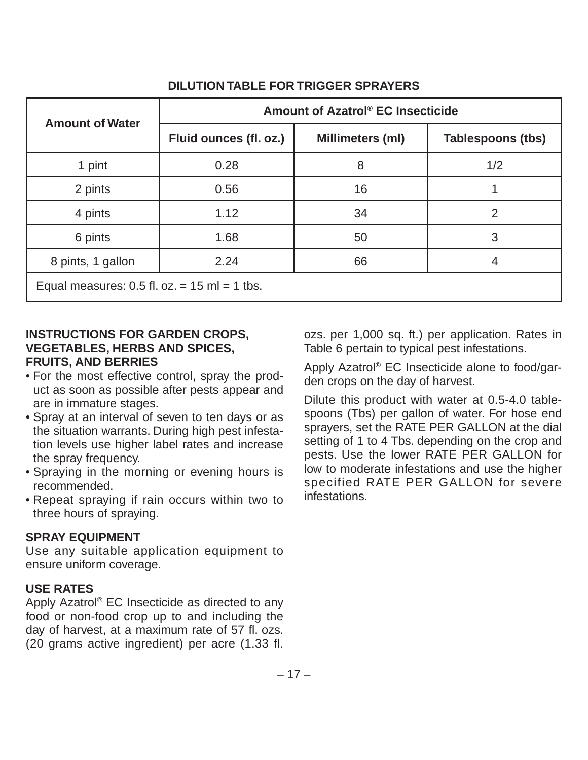## DILUTION TABLE FOR TRIGGER SPRAYERS

| Amount of Water | Amount of Azatrol® EC Insecticide | | |
|---|---|---|---|
| | Fluid ounces (fl. oz.) | Millimeters (ml) | Tablespoons (tbs) |
| 1 pint | 0.28 | 8 | 1/2 |
| 2 pints | 0.56 | 16 | 1 |
| 4 pints | 1.12 | 34 | 2 |
| 6 pints | 1.68 | 50 | 3 |
| 8 pints, 1 gallon | 2.24 | 66 | 4 |
| Equal measures: 0.5 fl. oz. = 15 ml = 1 tbs. | | | |

### INSTRUCTIONS FOR GARDEN CROPS, VEGETABLES, HERBS AND SPICES, FRUITS, AND BERRIES

- For the most effective control, spray the product as soon as possible after pests appear and are in immature stages.
- Spray at an interval of seven to ten days or as the situation warrants. During high pest infestation levels use higher label rates and increase the spray frequency.
- Spraying in the morning or evening hours is recommended.
- Repeat spraying if rain occurs within two to three hours of spraying.

### SPRAY EQUIPMENT

Use any suitable application equipment to ensure uniform coverage.

### USE RATES

Apply Azatrol® EC Insecticide as directed to any food or non-food crop up to and including the day of harvest, at a maximum rate of 57 fl. ozs. (20 grams active ingredient) per acre (1.33 fl. ozs. per 1,000 sq. ft.) per application. Rates in Table 6 pertain to typical pest infestations.

Apply Azatrol® EC Insecticide alone to food/garden crops on the day of harvest.

Dilute this product with water at 0.5-4.0 tablespoons (Tbs) per gallon of water. For hose end sprayers, set the RATE PER GALLON at the dial setting of 1 to 4 Tbs. depending on the crop and pests. Use the lower RATE PER GALLON for low to moderate infestations and use the higher specified RATE PER GALLON for severe infestations.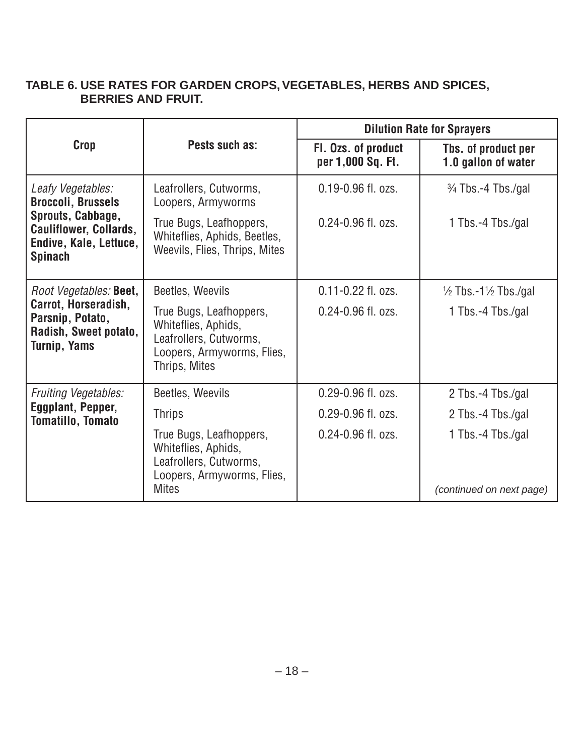**TABLE 6. USE RATES FOR GARDEN CROPS, VEGETABLES, HERBS AND SPICES, BERRIES AND FRUIT.**

| Crop | Pests such as: | Dilution Rate for Sprayers | |
|---|---|---|---|
| | | **Fl. Ozs. of product per 1,000 Sq. Ft.** | **Tbs. of product per 1.0 gallon of water** |
| *Leafy Vegetables:* **Broccoli, Brussels Sprouts, Cabbage, Cauliflower, Collards, Endive, Kale, Lettuce, Spinach** | Leafrollers, Cutworms, Loopers, Armyworms | 0.19-0.96 fl. ozs. | ¾ Tbs.-4 Tbs./gal |
| | True Bugs, Leafhoppers, Whiteflies, Aphids, Beetles, Weevils, Flies, Thrips, Mites | 0.24-0.96 fl. ozs. | 1 Tbs.-4 Tbs./gal |
| *Root Vegetables:* **Beet, Carrot, Horseradish, Parsnip, Potato, Radish, Sweet potato, Turnip, Yams** | Beetles, Weevils | 0.11-0.22 fl. ozs. | ½ Tbs.-1½ Tbs./gal |
| | True Bugs, Leafhoppers, Whiteflies, Aphids, Leafrollers, Cutworms, Loopers, Armyworms, Flies, Thrips, Mites | 0.24-0.96 fl. ozs. | 1 Tbs.-4 Tbs./gal |
| *Fruiting Vegetables:* **Eggplant, Pepper, Tomatillo, Tomato** | Beetles, Weevils | 0.29-0.96 fl. ozs. | 2 Tbs.-4 Tbs./gal |
| | Thrips | 0.29-0.96 fl. ozs. | 2 Tbs.-4 Tbs./gal |
| | True Bugs, Leafhoppers, Whiteflies, Aphids, Leafrollers, Cutworms, Loopers, Armyworms, Flies, Mites | 0.24-0.96 fl. ozs. | 1 Tbs.-4 Tbs./gal |

*(continued on next page)*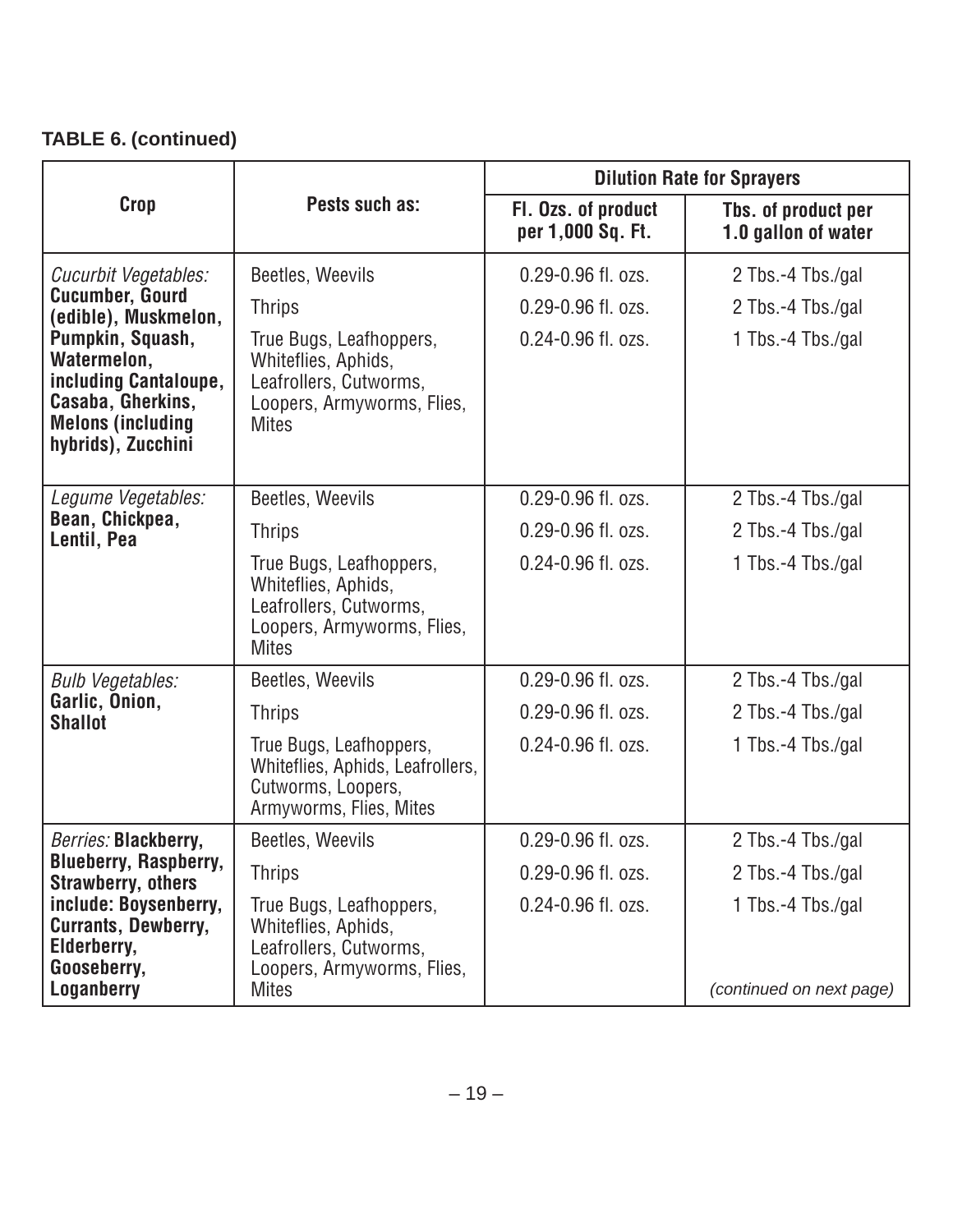**TABLE 6. (continued)**

| Crop | Pests such as: | Dilution Rate for Sprayers | |
|---|---|---|---|
| | | Fl. Ozs. of product per 1,000 Sq. Ft. | Tbs. of product per 1.0 gallon of water |
| *Cucurbit Vegetables:* **Cucumber, Gourd (edible), Muskmelon, Pumpkin, Squash, Watermelon, including Cantaloupe, Casaba, Gherkins, Melons (including hybrids), Zucchini** | Beetles, Weevils | 0.29-0.96 fl. ozs. | 2 Tbs.-4 Tbs./gal |
| | Thrips | 0.29-0.96 fl. ozs. | 2 Tbs.-4 Tbs./gal |
| | True Bugs, Leafhoppers, Whiteflies, Aphids, Leafrollers, Cutworms, Loopers, Armyworms, Flies, Mites | 0.24-0.96 fl. ozs. | 1 Tbs.-4 Tbs./gal |
| *Legume Vegetables:* **Bean, Chickpea, Lentil, Pea** | Beetles, Weevils | 0.29-0.96 fl. ozs. | 2 Tbs.-4 Tbs./gal |
| | Thrips | 0.29-0.96 fl. ozs. | 2 Tbs.-4 Tbs./gal |
| | True Bugs, Leafhoppers, Whiteflies, Aphids, Leafrollers, Cutworms, Loopers, Armyworms, Flies, Mites | 0.24-0.96 fl. ozs. | 1 Tbs.-4 Tbs./gal |
| *Bulb Vegetables:* **Garlic, Onion, Shallot** | Beetles, Weevils | 0.29-0.96 fl. ozs. | 2 Tbs.-4 Tbs./gal |
| | Thrips | 0.29-0.96 fl. ozs. | 2 Tbs.-4 Tbs./gal |
| | True Bugs, Leafhoppers, Whiteflies, Aphids, Leafrollers, Cutworms, Loopers, Armyworms, Flies, Mites | 0.24-0.96 fl. ozs. | 1 Tbs.-4 Tbs./gal |
| *Berries:* **Blackberry, Blueberry, Raspberry, Strawberry, others include: Boysenberry, Currants, Dewberry, Elderberry, Gooseberry, Loganberry** | Beetles, Weevils | 0.29-0.96 fl. ozs. | 2 Tbs.-4 Tbs./gal |
| | Thrips | 0.29-0.96 fl. ozs. | 2 Tbs.-4 Tbs./gal |
| | True Bugs, Leafhoppers, Whiteflies, Aphids, Leafrollers, Cutworms, Loopers, Armyworms, Flies, Mites | 0.24-0.96 fl. ozs. | 1 Tbs.-4 Tbs./gal |

*(continued on next page)*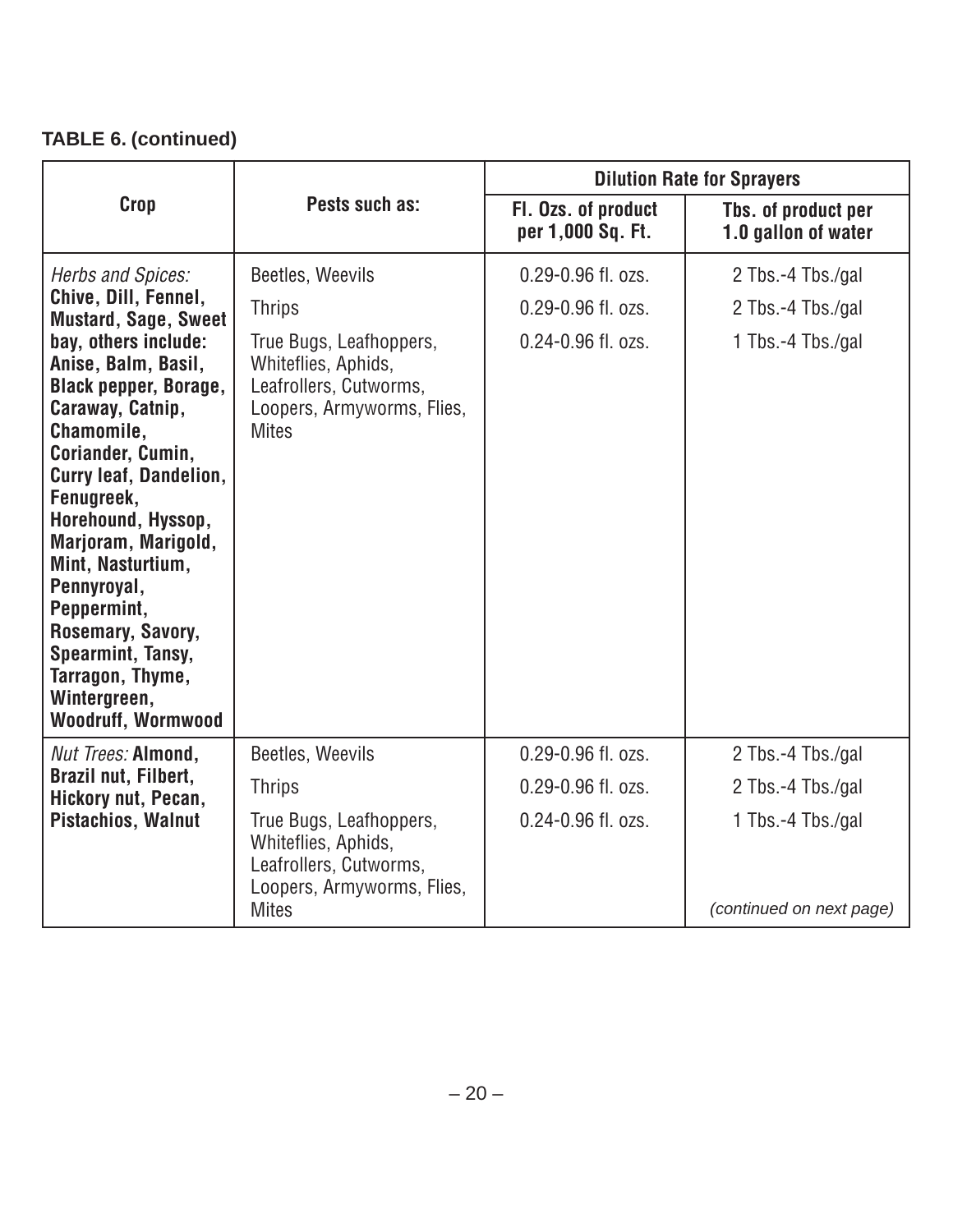**TABLE 6. (continued)**

| Crop | Pests such as: | Dilution Rate for Sprayers | |
|---|---|---|---|
| | | Fl. Ozs. of product per 1,000 Sq. Ft. | Tbs. of product per 1.0 gallon of water |
| *Herbs and Spices:* **Chive, Dill, Fennel, Mustard, Sage, Sweet bay, others include: Anise, Balm, Basil, Black pepper, Borage, Caraway, Catnip, Chamomile, Coriander, Cumin, Curry leaf, Dandelion, Fenugreek, Horehound, Hyssop, Marjoram, Marigold, Mint, Nasturtium, Pennyroyal, Peppermint, Rosemary, Savory, Spearmint, Tansy, Tarragon, Thyme, Wintergreen, Woodruff, Wormwood** | Beetles, Weevils | 0.29-0.96 fl. ozs. | 2 Tbs.-4 Tbs./gal |
| | Thrips | 0.29-0.96 fl. ozs. | 2 Tbs.-4 Tbs./gal |
| | True Bugs, Leafhoppers, Whiteflies, Aphids, Leafrollers, Cutworms, Loopers, Armyworms, Flies, Mites | 0.24-0.96 fl. ozs. | 1 Tbs.-4 Tbs./gal |
| *Nut Trees:* **Almond, Brazil nut, Filbert, Hickory nut, Pecan, Pistachios, Walnut** | Beetles, Weevils | 0.29-0.96 fl. ozs. | 2 Tbs.-4 Tbs./gal |
| | Thrips | 0.29-0.96 fl. ozs. | 2 Tbs.-4 Tbs./gal |
| | True Bugs, Leafhoppers, Whiteflies, Aphids, Leafrollers, Cutworms, Loopers, Armyworms, Flies, Mites | 0.24-0.96 fl. ozs. | 1 Tbs.-4 Tbs./gal |

*(continued on next page)*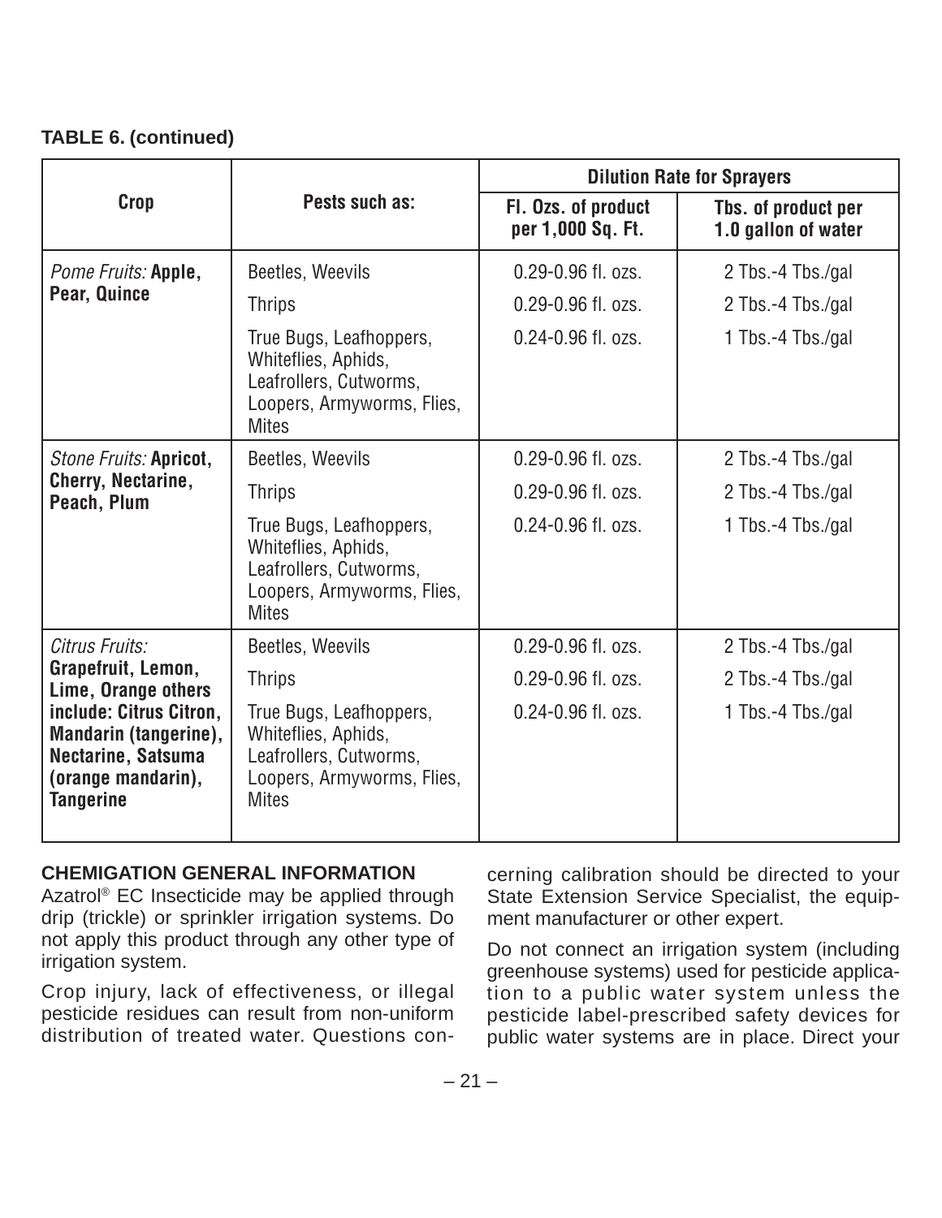**TABLE 6. (continued)**

| Crop | Pests such as: | Dilution Rate for Sprayers | |
|---|---|---|---|
| | | Fl. Ozs. of product per 1,000 Sq. Ft. | Tbs. of product per 1.0 gallon of water |
| *Pome Fruits:* **Apple, Pear, Quince** | Beetles, Weevils | 0.29-0.96 fl. ozs. | 2 Tbs.-4 Tbs./gal |
| | Thrips | 0.29-0.96 fl. ozs. | 2 Tbs.-4 Tbs./gal |
| | True Bugs, Leafhoppers, Whiteflies, Aphids, Leafrollers, Cutworms, Loopers, Armyworms, Flies, Mites | 0.24-0.96 fl. ozs. | 1 Tbs.-4 Tbs./gal |
| *Stone Fruits:* **Apricot, Cherry, Nectarine, Peach, Plum** | Beetles, Weevils | 0.29-0.96 fl. ozs. | 2 Tbs.-4 Tbs./gal |
| | Thrips | 0.29-0.96 fl. ozs. | 2 Tbs.-4 Tbs./gal |
| | True Bugs, Leafhoppers, Whiteflies, Aphids, Leafrollers, Cutworms, Loopers, Armyworms, Flies, Mites | 0.24-0.96 fl. ozs. | 1 Tbs.-4 Tbs./gal |
| *Citrus Fruits:* **Grapefruit, Lemon, Lime, Orange others include: Citrus Citron, Mandarin (tangerine), Nectarine, Satsuma (orange mandarin), Tangerine** | Beetles, Weevils | 0.29-0.96 fl. ozs. | 2 Tbs.-4 Tbs./gal |
| | Thrips | 0.29-0.96 fl. ozs. | 2 Tbs.-4 Tbs./gal |
| | True Bugs, Leafhoppers, Whiteflies, Aphids, Leafrollers, Cutworms, Loopers, Armyworms, Flies, Mites | 0.24-0.96 fl. ozs. | 1 Tbs.-4 Tbs./gal |

**CHEMIGATION GENERAL INFORMATION**

Azatrol® EC Insecticide may be applied through drip (trickle) or sprinkler irrigation systems. Do not apply this product through any other type of irrigation system.

Crop injury, lack of effectiveness, or illegal pesticide residues can result from non-uniform distribution of treated water. Questions concerning calibration should be directed to your State Extension Service Specialist, the equipment manufacturer or other expert.

Do not connect an irrigation system (including greenhouse systems) used for pesticide application to a public water system unless the pesticide label-prescribed safety devices for public water systems are in place. Direct your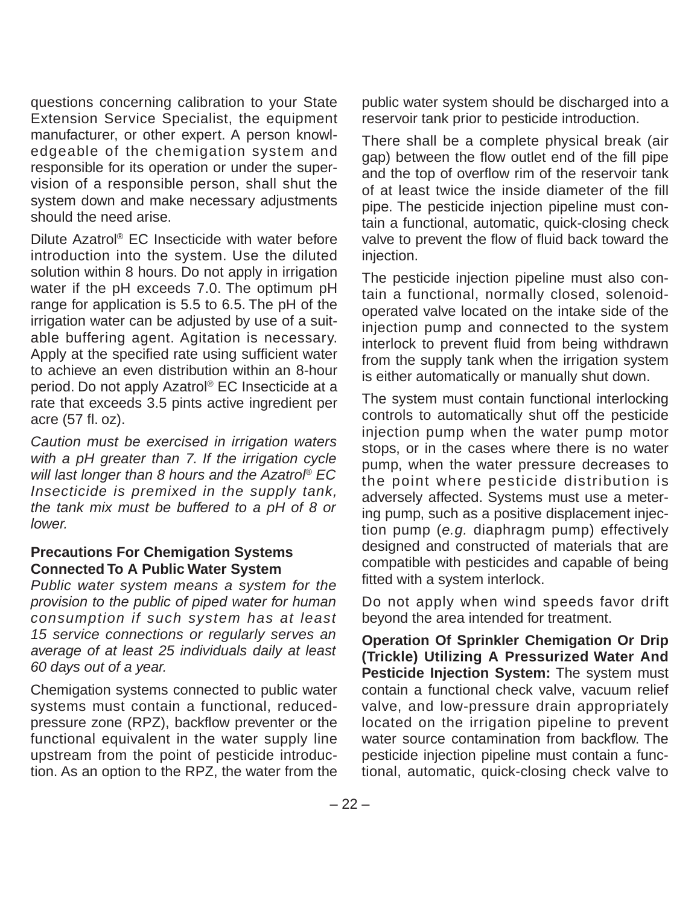questions concerning calibration to your State Extension Service Specialist, the equipment manufacturer, or other expert. A person knowledgeable of the chemigation system and responsible for its operation or under the supervision of a responsible person, shall shut the system down and make necessary adjustments should the need arise.

Dilute Azatrol® EC Insecticide with water before introduction into the system. Use the diluted solution within 8 hours. Do not apply in irrigation water if the pH exceeds 7.0. The optimum pH range for application is 5.5 to 6.5. The pH of the irrigation water can be adjusted by use of a suitable buffering agent. Agitation is necessary. Apply at the specified rate using sufficient water to achieve an even distribution within an 8-hour period. Do not apply Azatrol® EC Insecticide at a rate that exceeds 3.5 pints active ingredient per acre (57 fl. oz).

*Caution must be exercised in irrigation waters with a pH greater than 7. If the irrigation cycle will last longer than 8 hours and the Azatrol® EC Insecticide is premixed in the supply tank, the tank mix must be buffered to a pH of 8 or lower.*

**Precautions For Chemigation Systems Connected To A Public Water System**

*Public water system means a system for the provision to the public of piped water for human consumption if such system has at least 15 service connections or regularly serves an average of at least 25 individuals daily at least 60 days out of a year.*

Chemigation systems connected to public water systems must contain a functional, reduced-pressure zone (RPZ), backflow preventer or the functional equivalent in the water supply line upstream from the point of pesticide introduction. As an option to the RPZ, the water from the public water system should be discharged into a reservoir tank prior to pesticide introduction.

There shall be a complete physical break (air gap) between the flow outlet end of the fill pipe and the top of overflow rim of the reservoir tank of at least twice the inside diameter of the fill pipe. The pesticide injection pipeline must contain a functional, automatic, quick-closing check valve to prevent the flow of fluid back toward the injection.

The pesticide injection pipeline must also contain a functional, normally closed, solenoid-operated valve located on the intake side of the injection pump and connected to the system interlock to prevent fluid from being withdrawn from the supply tank when the irrigation system is either automatically or manually shut down.

The system must contain functional interlocking controls to automatically shut off the pesticide injection pump when the water pump motor stops, or in the cases where there is no water pump, when the water pressure decreases to the point where pesticide distribution is adversely affected. Systems must use a metering pump, such as a positive displacement injection pump (*e.g.* diaphragm pump) effectively designed and constructed of materials that are compatible with pesticides and capable of being fitted with a system interlock.

Do not apply when wind speeds favor drift beyond the area intended for treatment.

**Operation Of Sprinkler Chemigation Or Drip (Trickle) Utilizing A Pressurized Water And Pesticide Injection System:** The system must contain a functional check valve, vacuum relief valve, and low-pressure drain appropriately located on the irrigation pipeline to prevent water source contamination from backflow. The pesticide injection pipeline must contain a functional, automatic, quick-closing check valve to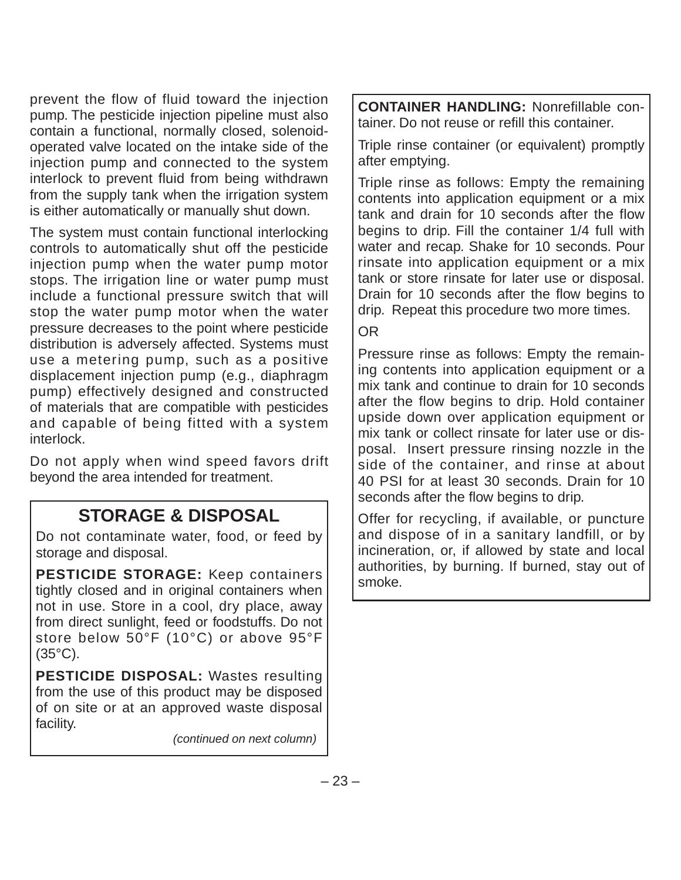prevent the flow of fluid toward the injection pump. The pesticide injection pipeline must also contain a functional, normally closed, solenoid-operated valve located on the intake side of the injection pump and connected to the system interlock to prevent fluid from being withdrawn from the supply tank when the irrigation system is either automatically or manually shut down.

The system must contain functional interlocking controls to automatically shut off the pesticide injection pump when the water pump motor stops. The irrigation line or water pump must include a functional pressure switch that will stop the water pump motor when the water pressure decreases to the point where pesticide distribution is adversely affected. Systems must use a metering pump, such as a positive displacement injection pump (e.g., diaphragm pump) effectively designed and constructed of materials that are compatible with pesticides and capable of being fitted with a system interlock.

Do not apply when wind speed favors drift beyond the area intended for treatment.

## STORAGE & DISPOSAL

Do not contaminate water, food, or feed by storage and disposal.

**PESTICIDE STORAGE:** Keep containers tightly closed and in original containers when not in use. Store in a cool, dry place, away from direct sunlight, feed or foodstuffs. Do not store below 50°F (10°C) or above 95°F (35°C).

**PESTICIDE DISPOSAL:** Wastes resulting from the use of this product may be disposed of on site or at an approved waste disposal facility.

*(continued on next column)*

**CONTAINER HANDLING:** Nonrefillable container. Do not reuse or refill this container.

Triple rinse container (or equivalent) promptly after emptying.

Triple rinse as follows: Empty the remaining contents into application equipment or a mix tank and drain for 10 seconds after the flow begins to drip. Fill the container 1/4 full with water and recap. Shake for 10 seconds. Pour rinsate into application equipment or a mix tank or store rinsate for later use or disposal. Drain for 10 seconds after the flow begins to drip. Repeat this procedure two more times.

OR

Pressure rinse as follows: Empty the remaining contents into application equipment or a mix tank and continue to drain for 10 seconds after the flow begins to drip. Hold container upside down over application equipment or mix tank or collect rinsate for later use or disposal. Insert pressure rinsing nozzle in the side of the container, and rinse at about 40 PSI for at least 30 seconds. Drain for 10 seconds after the flow begins to drip.

Offer for recycling, if available, or puncture and dispose of in a sanitary landfill, or by incineration, or, if allowed by state and local authorities, by burning. If burned, stay out of smoke.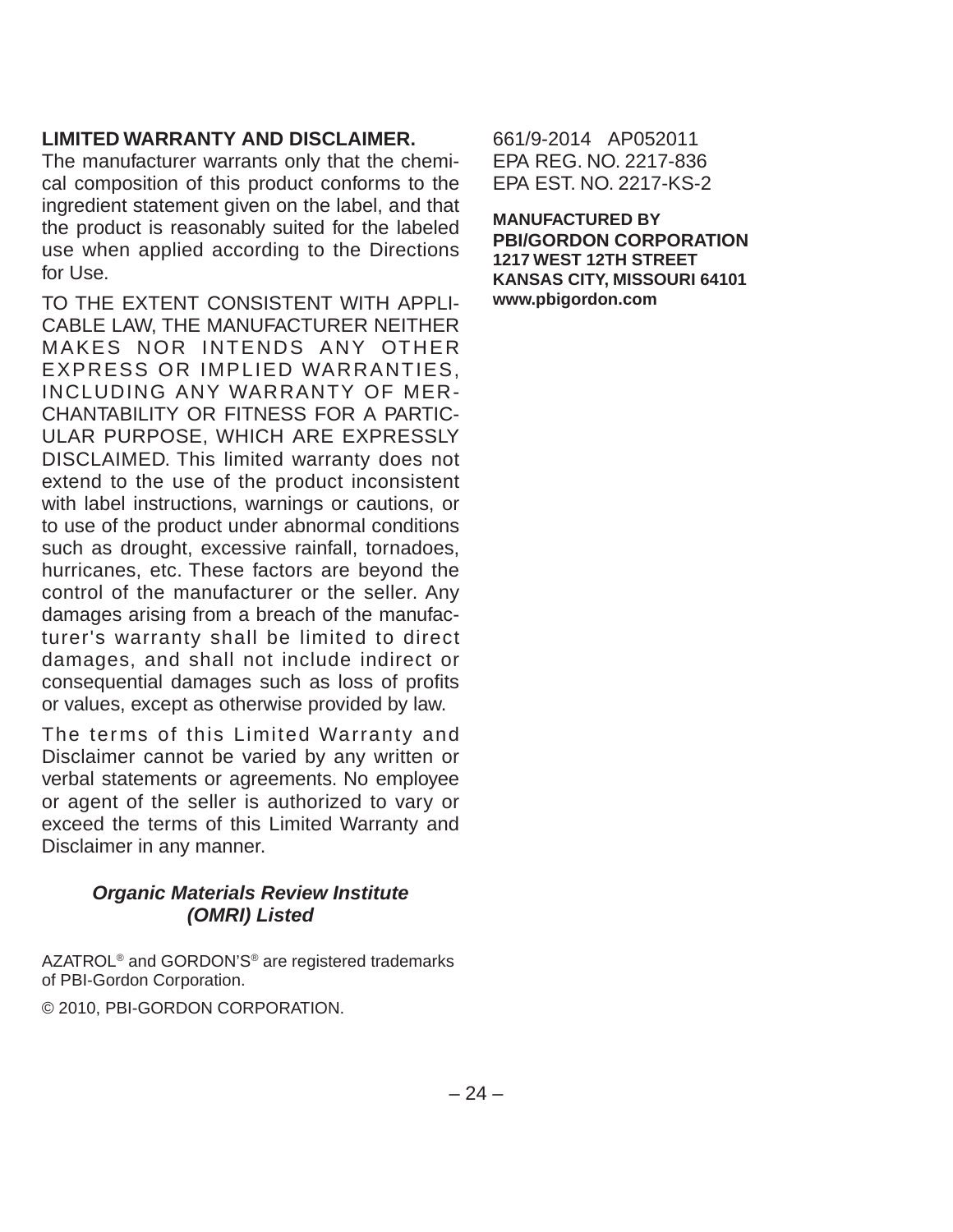**LIMITED WARRANTY AND DISCLAIMER.**
The manufacturer warrants only that the chemical composition of this product conforms to the ingredient statement given on the label, and that the product is reasonably suited for the labeled use when applied according to the Directions for Use.

TO THE EXTENT CONSISTENT WITH APPLICABLE LAW, THE MANUFACTURER NEITHER MAKES NOR INTENDS ANY OTHER EXPRESS OR IMPLIED WARRANTIES, INCLUDING ANY WARRANTY OF MERCHANTABILITY OR FITNESS FOR A PARTICULAR PURPOSE, WHICH ARE EXPRESSLY DISCLAIMED. This limited warranty does not extend to the use of the product inconsistent with label instructions, warnings or cautions, or to use of the product under abnormal conditions such as drought, excessive rainfall, tornadoes, hurricanes, etc. These factors are beyond the control of the manufacturer or the seller. Any damages arising from a breach of the manufacturer's warranty shall be limited to direct damages, and shall not include indirect or consequential damages such as loss of profits or values, except as otherwise provided by law.

The terms of this Limited Warranty and Disclaimer cannot be varied by any written or verbal statements or agreements. No employee or agent of the seller is authorized to vary or exceed the terms of this Limited Warranty and Disclaimer in any manner.

***Organic Materials Review Institute (OMRI) Listed***

AZATROL® and GORDON'S® are registered trademarks of PBI-Gordon Corporation.

© 2010, PBI-GORDON CORPORATION.

661/9-2014 AP052011
EPA REG. NO. 2217-836
EPA EST. NO. 2217-KS-2

**MANUFACTURED BY**
**PBI/GORDON CORPORATION**
**1217 WEST 12TH STREET**
**KANSAS CITY, MISSOURI 64101**
**www.pbigordon.com**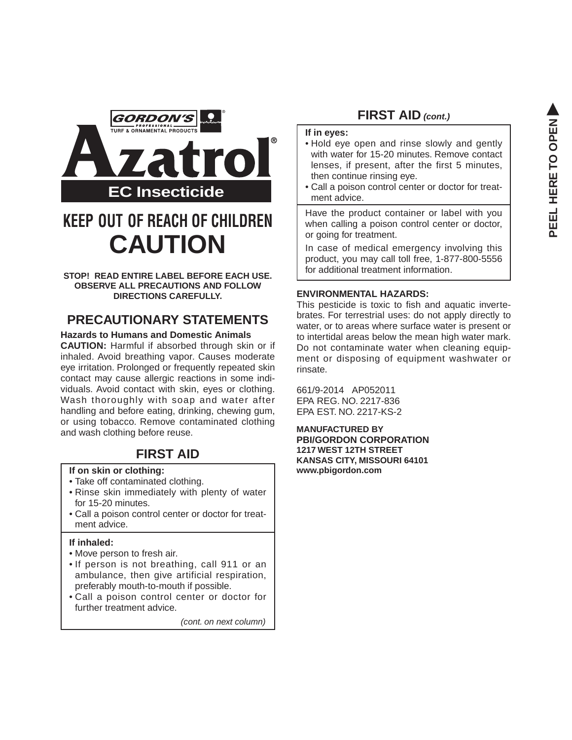GORDON'S PROFESSIONAL®
TURF & ORNAMENTAL PRODUCTS

# Azatrol®

## EC Insecticide

## KEEP OUT OF REACH OF CHILDREN

# CAUTION

**STOP! READ ENTIRE LABEL BEFORE EACH USE. OBSERVE ALL PRECAUTIONS AND FOLLOW DIRECTIONS CAREFULLY.**

## PRECAUTIONARY STATEMENTS

**Hazards to Humans and Domestic Animals**

**CAUTION:** Harmful if absorbed through skin or if inhaled. Avoid breathing vapor. Causes moderate eye irritation. Prolonged or frequently repeated skin contact may cause allergic reactions in some individuals. Avoid contact with skin, eyes or clothing. Wash thoroughly with soap and water after handling and before eating, drinking, chewing gum, or using tobacco. Remove contaminated clothing and wash clothing before reuse.

## FIRST AID

**If on skin or clothing:**

- Take off contaminated clothing.
- Rinse skin immediately with plenty of water for 15-20 minutes.
- Call a poison control center or doctor for treatment advice.

**If inhaled:**

- Move person to fresh air.
- If person is not breathing, call 911 or an ambulance, then give artificial respiration, preferably mouth-to-mouth if possible.
- Call a poison control center or doctor for further treatment advice.

*(cont. on next column)*

## FIRST AID *(cont.)*

**If in eyes:**

- Hold eye open and rinse slowly and gently with water for 15-20 minutes. Remove contact lenses, if present, after the first 5 minutes, then continue rinsing eye.
- Call a poison control center or doctor for treatment advice.

Have the product container or label with you when calling a poison control center or doctor, or going for treatment.

In case of medical emergency involving this product, you may call toll free, 1-877-800-5556 for additional treatment information.

**ENVIRONMENTAL HAZARDS:**

This pesticide is toxic to fish and aquatic invertebrates. For terrestrial uses: do not apply directly to water, or to areas where surface water is present or to intertidal areas below the mean high water mark. Do not contaminate water when cleaning equipment or disposing of equipment washwater or rinsate.

661/9-2014 AP052011
EPA REG. NO. 2217-836
EPA EST. NO. 2217-KS-2

**MANUFACTURED BY**
**PBI/GORDON CORPORATION**
**1217 WEST 12TH STREET**
**KANSAS CITY, MISSOURI 64101**
**www.pbigordon.com**

**PEEL HERE TO OPEN**